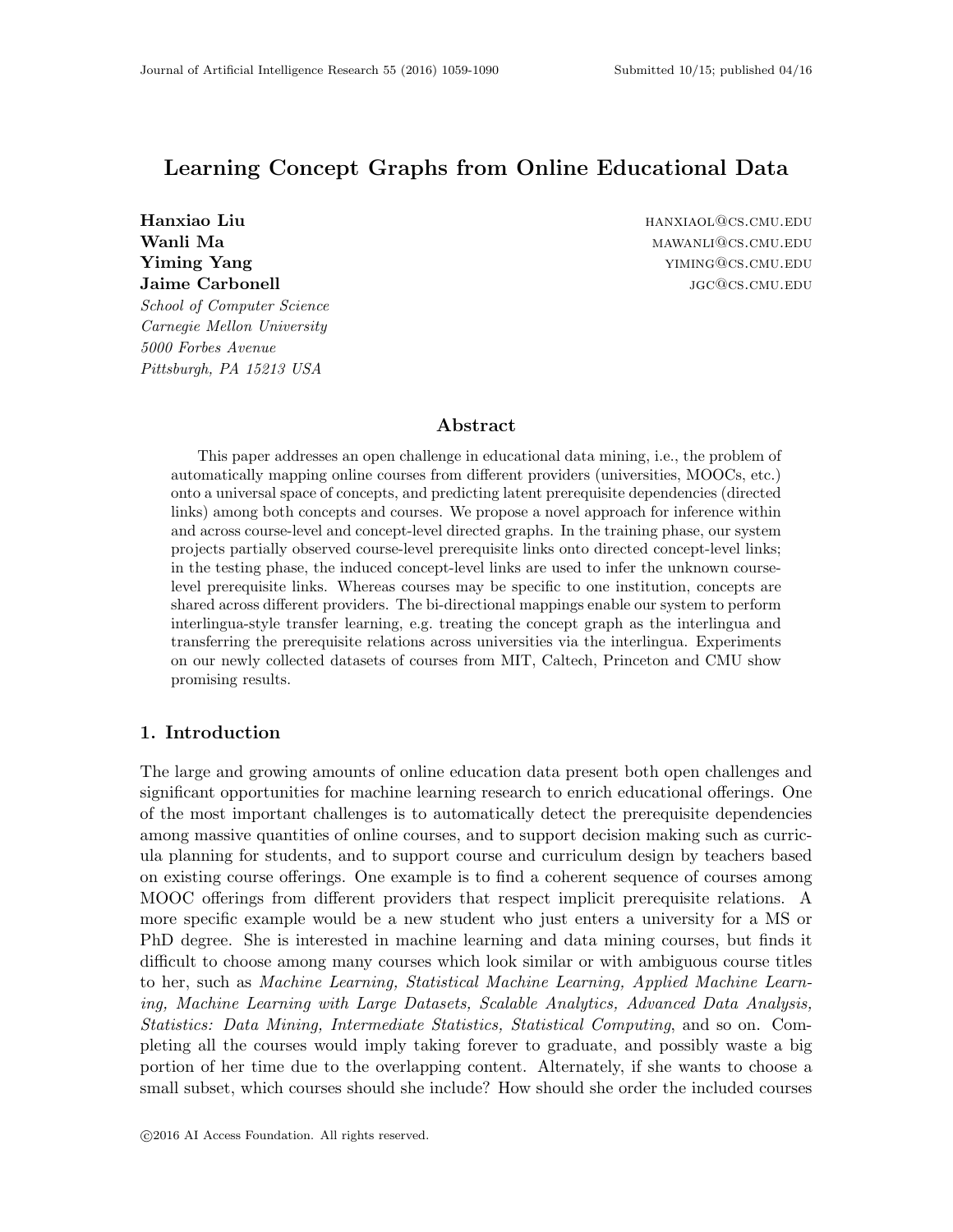# Learning Concept Graphs from Online Educational Data

**Hanxiao Liu** hanxiaol@cs.cmu.edu
**Wanli Ma** mawanli@cs.cmu.edu
**Yiming Yang** yiming@cs.cmu.edu
**Jaime Carbonell** jgc@cs.cmu.edu

*School of Computer Science*
*Carnegie Mellon University*
*5000 Forbes Avenue*
*Pittsburgh, PA 15213 USA*

## Abstract

This paper addresses an open challenge in educational data mining, i.e., the problem of automatically mapping online courses from different providers (universities, MOOCs, etc.) onto a universal space of concepts, and predicting latent prerequisite dependencies (directed links) among both concepts and courses. We propose a novel approach for inference within and across course-level and concept-level directed graphs. In the training phase, our system projects partially observed course-level prerequisite links onto directed concept-level links; in the testing phase, the induced concept-level links are used to infer the unknown course-level prerequisite links. Whereas courses may be specific to one institution, concepts are shared across different providers. The bi-directional mappings enable our system to perform interlingua-style transfer learning, e.g. treating the concept graph as the interlingua and transferring the prerequisite relations across universities via the interlingua. Experiments on our newly collected datasets of courses from MIT, Caltech, Princeton and CMU show promising results.

## 1. Introduction

The large and growing amounts of online education data present both open challenges and significant opportunities for machine learning research to enrich educational offerings. One of the most important challenges is to automatically detect the prerequisite dependencies among massive quantities of online courses, and to support decision making such as curricula planning for students, and to support course and curriculum design by teachers based on existing course offerings. One example is to find a coherent sequence of courses among MOOC offerings from different providers that respect implicit prerequisite relations. A more specific example would be a new student who just enters a university for a MS or PhD degree. She is interested in machine learning and data mining courses, but finds it difficult to choose among many courses which look similar or with ambiguous course titles to her, such as *Machine Learning, Statistical Machine Learning, Applied Machine Learning, Machine Learning with Large Datasets, Scalable Analytics, Advanced Data Analysis, Statistics: Data Mining, Intermediate Statistics, Statistical Computing*, and so on. Completing all the courses would imply taking forever to graduate, and possibly waste a big portion of her time due to the overlapping content. Alternately, if she wants to choose a small subset, which courses should she include? How should she order the included courses

©2016 AI Access Foundation. All rights reserved.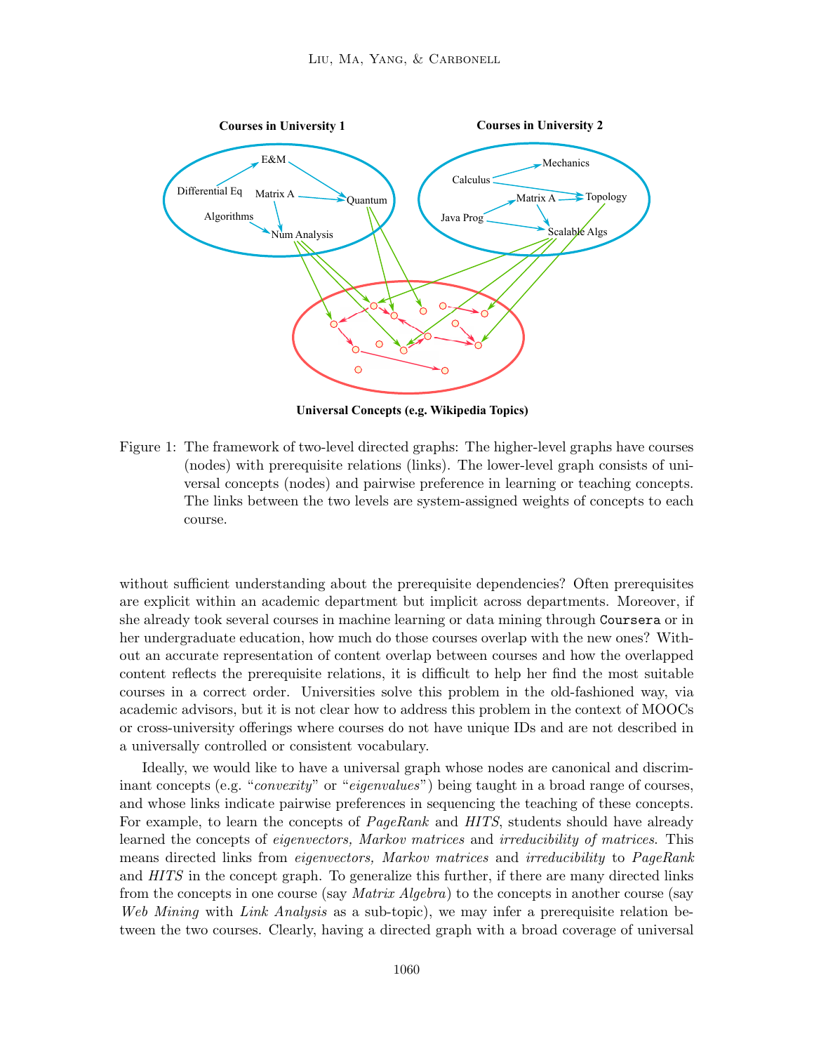Figure 1: The framework of two-level directed graphs: The higher-level graphs have courses (nodes) with prerequisite relations (links). The lower-level graph consists of universal concepts (nodes) and pairwise preference in learning or teaching concepts. The links between the two levels are system-assigned weights of concepts to each course.

without sufficient understanding about the prerequisite dependencies? Often prerequisites are explicit within an academic department but implicit across departments. Moreover, if she already took several courses in machine learning or data mining through `Coursera` or in her undergraduate education, how much do those courses overlap with the new ones? Without an accurate representation of content overlap between courses and how the overlapped content reflects the prerequisite relations, it is difficult to help her find the most suitable courses in a correct order. Universities solve this problem in the old-fashioned way, via academic advisors, but it is not clear how to address this problem in the context of MOOCs or cross-university offerings where courses do not have unique IDs and are not described in a universally controlled or consistent vocabulary.

Ideally, we would like to have a universal graph whose nodes are canonical and discriminant concepts (e.g. "*convexity*" or "*eigenvalues*") being taught in a broad range of courses, and whose links indicate pairwise preferences in sequencing the teaching of these concepts. For example, to learn the concepts of *PageRank* and *HITS*, students should have already learned the concepts of *eigenvectors, Markov matrices* and *irreducibility of matrices.* This means directed links from *eigenvectors, Markov matrices* and *irreducibility* to *PageRank* and *HITS* in the concept graph. To generalize this further, if there are many directed links from the concepts in one course (say *Matrix Algebra*) to the concepts in another course (say *Web Mining* with *Link Analysis* as a sub-topic), we may infer a prerequisite relation between the two courses. Clearly, having a directed graph with a broad coverage of universal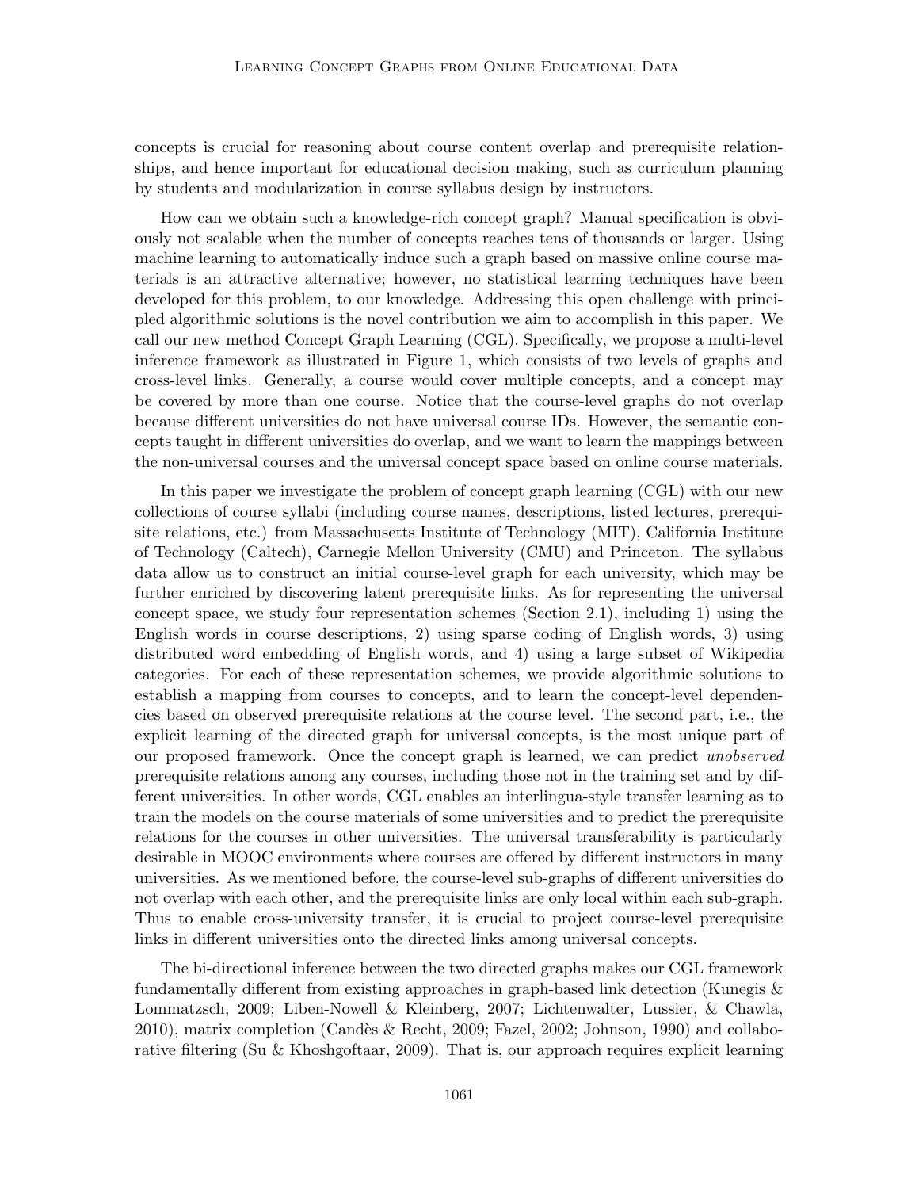concepts is crucial for reasoning about course content overlap and prerequisite relationships, and hence important for educational decision making, such as curriculum planning by students and modularization in course syllabus design by instructors.

How can we obtain such a knowledge-rich concept graph? Manual specification is obviously not scalable when the number of concepts reaches tens of thousands or larger. Using machine learning to automatically induce such a graph based on massive online course materials is an attractive alternative; however, no statistical learning techniques have been developed for this problem, to our knowledge. Addressing this open challenge with principled algorithmic solutions is the novel contribution we aim to accomplish in this paper. We call our new method Concept Graph Learning (CGL). Specifically, we propose a multi-level inference framework as illustrated in Figure 1, which consists of two levels of graphs and cross-level links. Generally, a course would cover multiple concepts, and a concept may be covered by more than one course. Notice that the course-level graphs do not overlap because different universities do not have universal course IDs. However, the semantic concepts taught in different universities do overlap, and we want to learn the mappings between the non-universal courses and the universal concept space based on online course materials.

In this paper we investigate the problem of concept graph learning (CGL) with our new collections of course syllabi (including course names, descriptions, listed lectures, prerequisite relations, etc.) from Massachusetts Institute of Technology (MIT), California Institute of Technology (Caltech), Carnegie Mellon University (CMU) and Princeton. The syllabus data allow us to construct an initial course-level graph for each university, which may be further enriched by discovering latent prerequisite links. As for representing the universal concept space, we study four representation schemes (Section 2.1), including 1) using the English words in course descriptions, 2) using sparse coding of English words, 3) using distributed word embedding of English words, and 4) using a large subset of Wikipedia categories. For each of these representation schemes, we provide algorithmic solutions to establish a mapping from courses to concepts, and to learn the concept-level dependencies based on observed prerequisite relations at the course level. The second part, i.e., the explicit learning of the directed graph for universal concepts, is the most unique part of our proposed framework. Once the concept graph is learned, we can predict *unobserved* prerequisite relations among any courses, including those not in the training set and by different universities. In other words, CGL enables an interlingua-style transfer learning as to train the models on the course materials of some universities and to predict the prerequisite relations for the courses in other universities. The universal transferability is particularly desirable in MOOC environments where courses are offered by different instructors in many universities. As we mentioned before, the course-level sub-graphs of different universities do not overlap with each other, and the prerequisite links are only local within each sub-graph. Thus to enable cross-university transfer, it is crucial to project course-level prerequisite links in different universities onto the directed links among universal concepts.

The bi-directional inference between the two directed graphs makes our CGL framework fundamentally different from existing approaches in graph-based link detection (Kunegis & Lommatzsch, 2009; Liben-Nowell & Kleinberg, 2007; Lichtenwalter, Lussier, & Chawla, 2010), matrix completion (Candès & Recht, 2009; Fazel, 2002; Johnson, 1990) and collaborative filtering (Su & Khoshgoftaar, 2009). That is, our approach requires explicit learning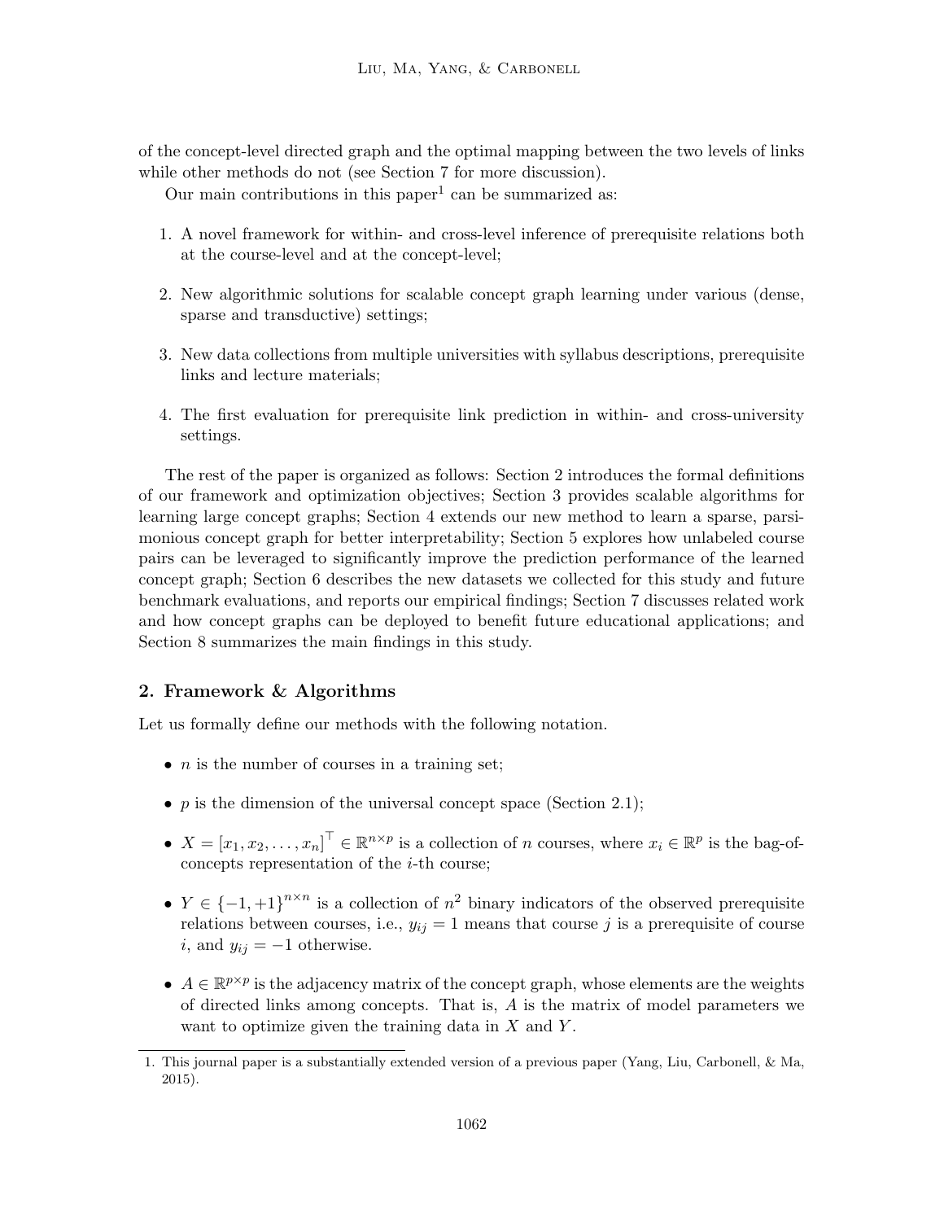of the concept-level directed graph and the optimal mapping between the two levels of links while other methods do not (see Section 7 for more discussion).

Our main contributions in this paper[1] can be summarized as:

1. A novel framework for within- and cross-level inference of prerequisite relations both at the course-level and at the concept-level;
2. New algorithmic solutions for scalable concept graph learning under various (dense, sparse and transductive) settings;
3. New data collections from multiple universities with syllabus descriptions, prerequisite links and lecture materials;
4. The first evaluation for prerequisite link prediction in within- and cross-university settings.

The rest of the paper is organized as follows: Section 2 introduces the formal definitions of our framework and optimization objectives; Section 3 provides scalable algorithms for learning large concept graphs; Section 4 extends our new method to learn a sparse, parsimonious concept graph for better interpretability; Section 5 explores how unlabeled course pairs can be leveraged to significantly improve the prediction performance of the learned concept graph; Section 6 describes the new datasets we collected for this study and future benchmark evaluations, and reports our empirical findings; Section 7 discusses related work and how concept graphs can be deployed to benefit future educational applications; and Section 8 summarizes the main findings in this study.

## 2. Framework & Algorithms

Let us formally define our methods with the following notation.

- $n$ is the number of courses in a training set;
- $p$ is the dimension of the universal concept space (Section 2.1);
- $X = [x_1, x_2, \ldots, x_n]^\top \in \mathbb{R}^{n \times p}$ is a collection of $n$ courses, where $x_i \in \mathbb{R}^p$ is the bag-of-concepts representation of the $i$-th course;
- $Y \in \{-1, +1\}^{n \times n}$ is a collection of $n^2$ binary indicators of the observed prerequisite relations between courses, i.e., $y_{ij} = 1$ means that course $j$ is a prerequisite of course $i$, and $y_{ij} = -1$ otherwise.
- $A \in \mathbb{R}^{p \times p}$ is the adjacency matrix of the concept graph, whose elements are the weights of directed links among concepts. That is, $A$ is the matrix of model parameters we want to optimize given the training data in $X$ and $Y$.

1. This journal paper is a substantially extended version of a previous paper (Yang, Liu, Carbonell, & Ma, 2015).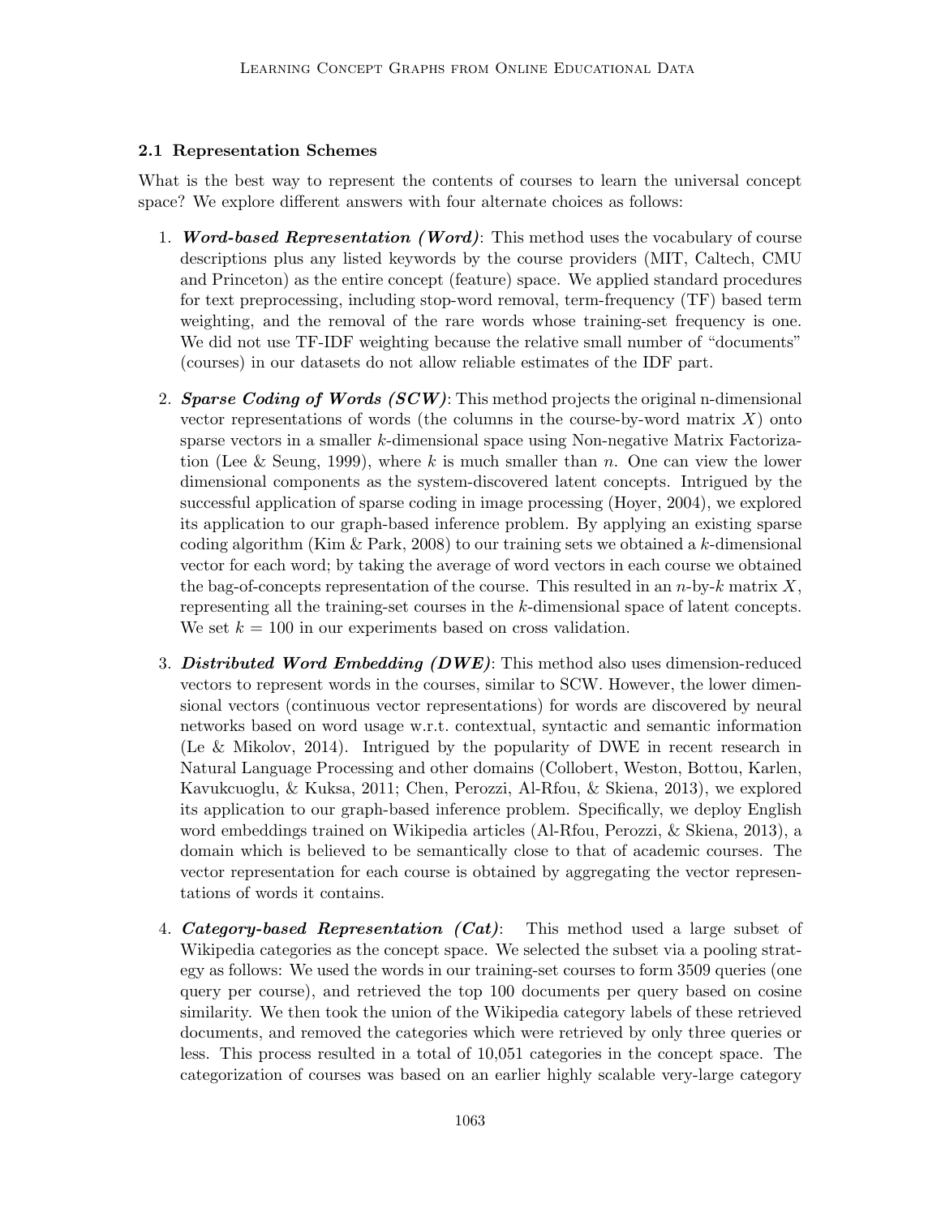### 2.1 Representation Schemes

What is the best way to represent the contents of courses to learn the universal concept space? We explore different answers with four alternate choices as follows:

1. ***Word-based Representation (Word)***: This method uses the vocabulary of course descriptions plus any listed keywords by the course providers (MIT, Caltech, CMU and Princeton) as the entire concept (feature) space. We applied standard procedures for text preprocessing, including stop-word removal, term-frequency (TF) based term weighting, and the removal of the rare words whose training-set frequency is one. We did not use TF-IDF weighting because the relative small number of "documents" (courses) in our datasets do not allow reliable estimates of the IDF part.

2. ***Sparse Coding of Words (SCW)***: This method projects the original n-dimensional vector representations of words (the columns in the course-by-word matrix $X$) onto sparse vectors in a smaller $k$-dimensional space using Non-negative Matrix Factorization (Lee & Seung, 1999), where $k$ is much smaller than $n$. One can view the lower dimensional components as the system-discovered latent concepts. Intrigued by the successful application of sparse coding in image processing (Hoyer, 2004), we explored its application to our graph-based inference problem. By applying an existing sparse coding algorithm (Kim & Park, 2008) to our training sets we obtained a $k$-dimensional vector for each word; by taking the average of word vectors in each course we obtained the bag-of-concepts representation of the course. This resulted in an $n$-by-$k$ matrix $X$, representing all the training-set courses in the $k$-dimensional space of latent concepts. We set $k = 100$ in our experiments based on cross validation.

3. ***Distributed Word Embedding (DWE)***: This method also uses dimension-reduced vectors to represent words in the courses, similar to SCW. However, the lower dimensional vectors (continuous vector representations) for words are discovered by neural networks based on word usage w.r.t. contextual, syntactic and semantic information (Le & Mikolov, 2014). Intrigued by the popularity of DWE in recent research in Natural Language Processing and other domains (Collobert, Weston, Bottou, Karlen, Kavukcuoglu, & Kuksa, 2011; Chen, Perozzi, Al-Rfou, & Skiena, 2013), we explored its application to our graph-based inference problem. Specifically, we deploy English word embeddings trained on Wikipedia articles (Al-Rfou, Perozzi, & Skiena, 2013), a domain which is believed to be semantically close to that of academic courses. The vector representation for each course is obtained by aggregating the vector representations of words it contains.

4. ***Category-based Representation (Cat)***: This method used a large subset of Wikipedia categories as the concept space. We selected the subset via a pooling strategy as follows: We used the words in our training-set courses to form 3509 queries (one query per course), and retrieved the top 100 documents per query based on cosine similarity. We then took the union of the Wikipedia category labels of these retrieved documents, and removed the categories which were retrieved by only three queries or less. This process resulted in a total of 10,051 categories in the concept space. The categorization of courses was based on an earlier highly scalable very-large category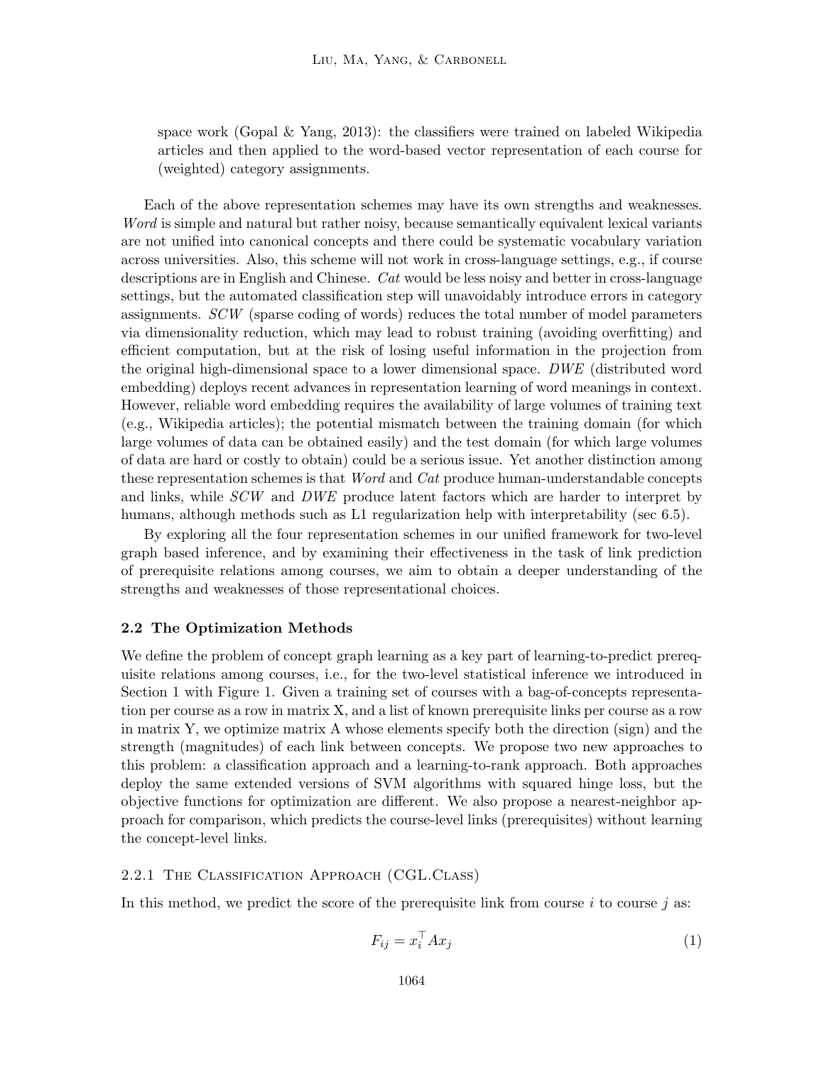space work (Gopal & Yang, 2013): the classifiers were trained on labeled Wikipedia articles and then applied to the word-based vector representation of each course for (weighted) category assignments.

Each of the above representation schemes may have its own strengths and weaknesses. *Word* is simple and natural but rather noisy, because semantically equivalent lexical variants are not unified into canonical concepts and there could be systematic vocabulary variation across universities. Also, this scheme will not work in cross-language settings, e.g., if course descriptions are in English and Chinese. *Cat* would be less noisy and better in cross-language settings, but the automated classification step will unavoidably introduce errors in category assignments. *SCW* (sparse coding of words) reduces the total number of model parameters via dimensionality reduction, which may lead to robust training (avoiding overfitting) and efficient computation, but at the risk of losing useful information in the projection from the original high-dimensional space to a lower dimensional space. *DWE* (distributed word embedding) deploys recent advances in representation learning of word meanings in context. However, reliable word embedding requires the availability of large volumes of training text (e.g., Wikipedia articles); the potential mismatch between the training domain (for which large volumes of data can be obtained easily) and the test domain (for which large volumes of data are hard or costly to obtain) could be a serious issue. Yet another distinction among these representation schemes is that *Word* and *Cat* produce human-understandable concepts and links, while *SCW* and *DWE* produce latent factors which are harder to interpret by humans, although methods such as L1 regularization help with interpretability (sec 6.5).

By exploring all the four representation schemes in our unified framework for two-level graph based inference, and by examining their effectiveness in the task of link prediction of prerequisite relations among courses, we aim to obtain a deeper understanding of the strengths and weaknesses of those representational choices.

### 2.2 The Optimization Methods

We define the problem of concept graph learning as a key part of learning-to-predict prerequisite relations among courses, i.e., for the two-level statistical inference we introduced in Section 1 with Figure 1. Given a training set of courses with a bag-of-concepts representation per course as a row in matrix X, and a list of known prerequisite links per course as a row in matrix Y, we optimize matrix A whose elements specify both the direction (sign) and the strength (magnitudes) of each link between concepts. We propose two new approaches to this problem: a classification approach and a learning-to-rank approach. Both approaches deploy the same extended versions of SVM algorithms with squared hinge loss, but the objective functions for optimization are different. We also propose a nearest-neighbor approach for comparison, which predicts the course-level links (prerequisites) without learning the concept-level links.

#### 2.2.1 The Classification Approach (CGL.Class)

In this method, we predict the score of the prerequisite link from course $i$ to course $j$ as:

$$F_{ij} = x_i^\top A x_j \tag{1}$$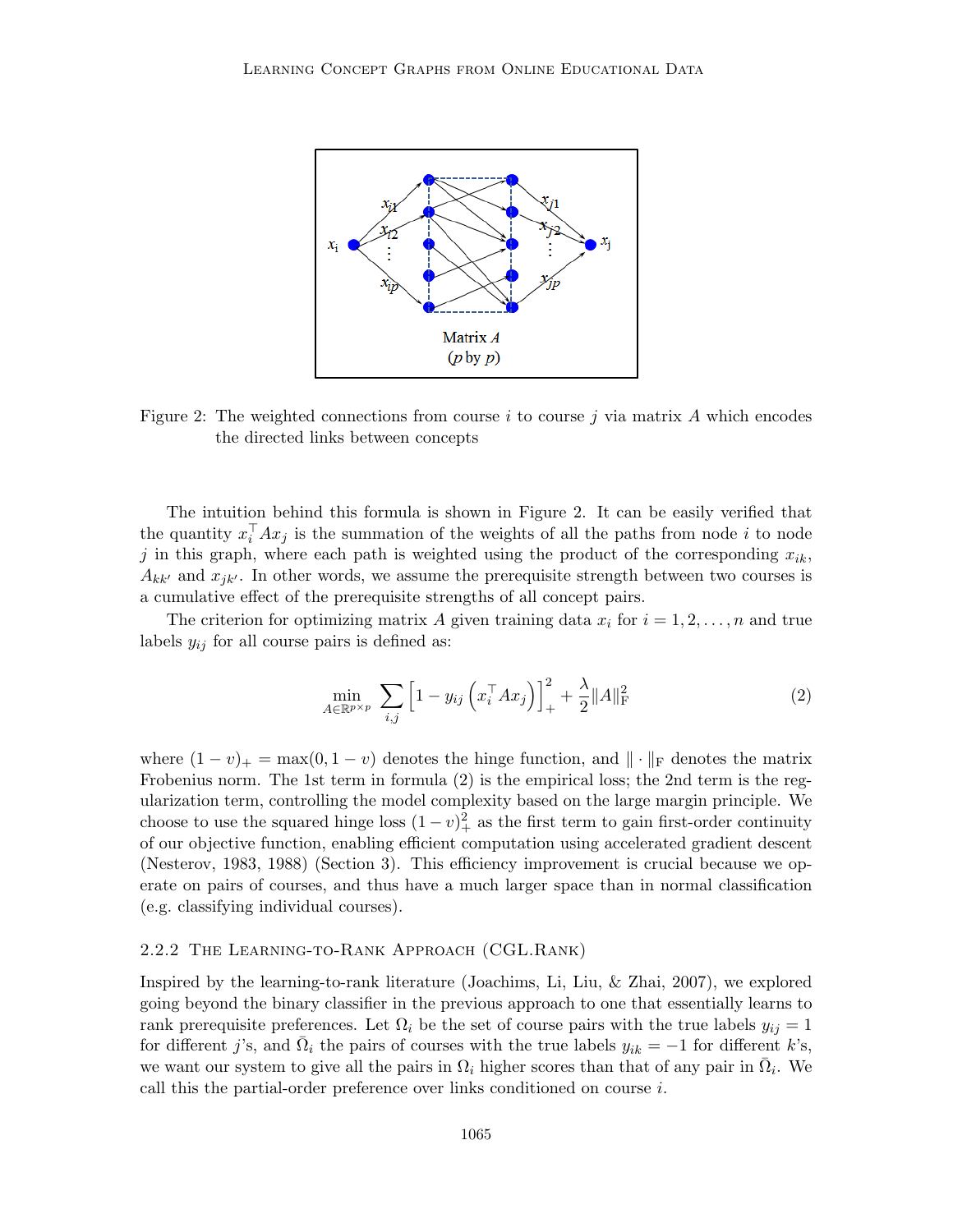Figure 2: The weighted connections from course $i$ to course $j$ via matrix $A$ which encodes the directed links between concepts

The intuition behind this formula is shown in Figure 2. It can be easily verified that the quantity $x_i^\top A x_j$ is the summation of the weights of all the paths from node $i$ to node $j$ in this graph, where each path is weighted using the product of the corresponding $x_{ik}$, $A_{kk'}$ and $x_{jk'}$. In other words, we assume the prerequisite strength between two courses is a cumulative effect of the prerequisite strengths of all concept pairs.

The criterion for optimizing matrix $A$ given training data $x_i$ for $i = 1, 2, \ldots, n$ and true labels $y_{ij}$ for all course pairs is defined as:

$$\min_{A \in \mathbb{R}^{p \times p}} \sum_{i,j} \left[1 - y_{ij}\left(x_i^\top A x_j\right)\right]_+^2 + \frac{\lambda}{2}\|A\|_{\mathrm{F}}^2 \tag{2}$$

where $(1 - v)_+ = \max(0, 1 - v)$ denotes the hinge function, and $\|\cdot\|_{\mathrm{F}}$ denotes the matrix Frobenius norm. The 1st term in formula (2) is the empirical loss; the 2nd term is the regularization term, controlling the model complexity based on the large margin principle. We choose to use the squared hinge loss $(1 - v)_+^2$ as the first term to gain first-order continuity of our objective function, enabling efficient computation using accelerated gradient descent (Nesterov, 1983, 1988) (Section 3). This efficiency improvement is crucial because we operate on pairs of courses, and thus have a much larger space than in normal classification (e.g. classifying individual courses).

#### 2.2.2 The Learning-to-Rank Approach (CGL.Rank)

Inspired by the learning-to-rank literature (Joachims, Li, Liu, & Zhai, 2007), we explored going beyond the binary classifier in the previous approach to one that essentially learns to rank prerequisite preferences. Let $\Omega_i$ be the set of course pairs with the true labels $y_{ij} = 1$ for different $j$'s, and $\bar{\Omega}_i$ the pairs of courses with the true labels $y_{ik} = -1$ for different $k$'s, we want our system to give all the pairs in $\Omega_i$ higher scores than that of any pair in $\bar{\Omega}_i$. We call this the partial-order preference over links conditioned on course $i$.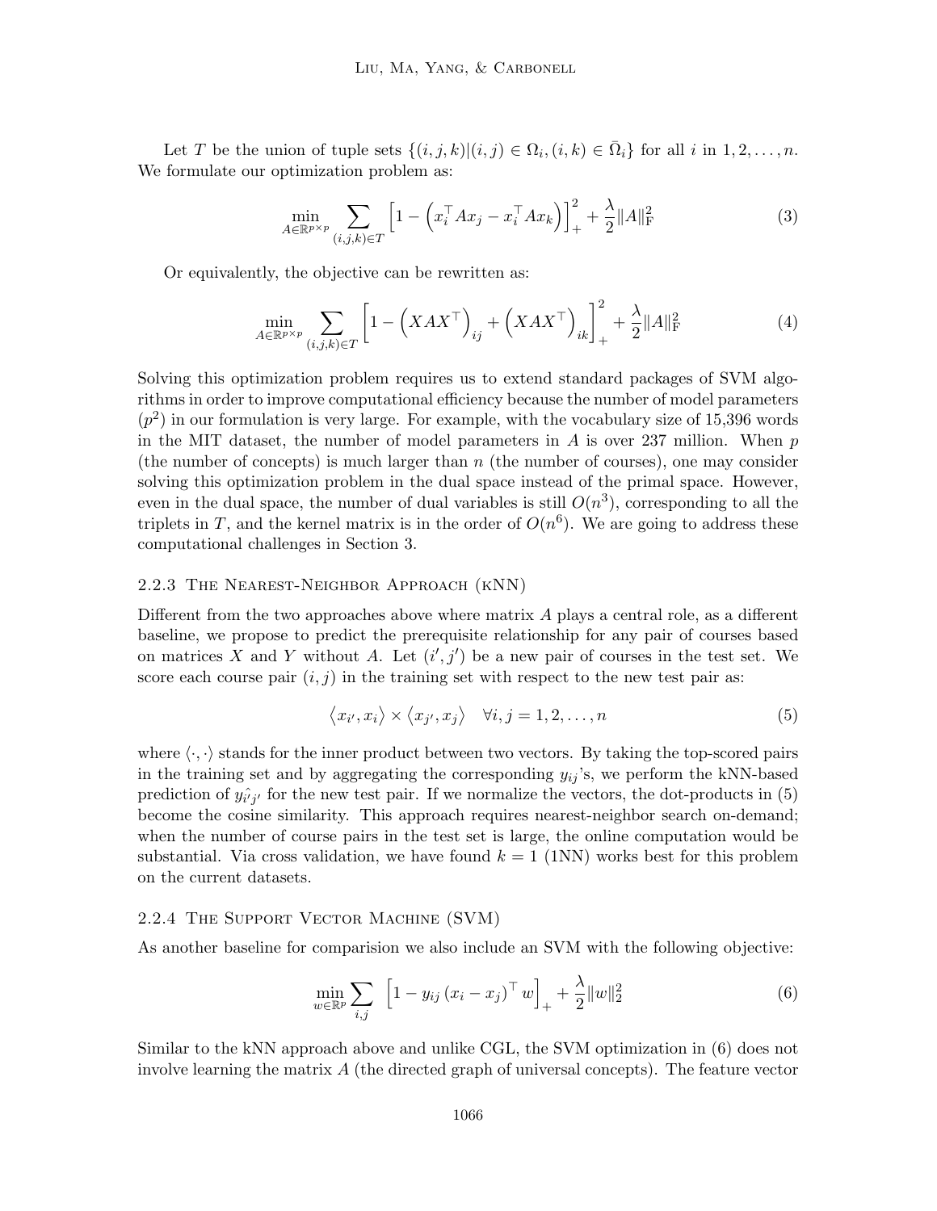Let $T$ be the union of tuple sets $\{(i, j, k) | (i, j) \in \Omega_i, (i, k) \in \bar{\Omega}_i\}$ for all $i$ in $1, 2, \ldots, n$. We formulate our optimization problem as:

$$\min_{A \in \mathbb{R}^{p \times p}} \sum_{(i,j,k) \in T} \left[1 - \left(x_i^\top A x_j - x_i^\top A x_k\right)\right]_+^2 + \frac{\lambda}{2} \|A\|_{\mathrm{F}}^2 \tag{3}$$

Or equivalently, the objective can be rewritten as:

$$\min_{A \in \mathbb{R}^{p \times p}} \sum_{(i,j,k) \in T} \left[1 - \left(XAX^\top\right)_{ij} + \left(XAX^\top\right)_{ik}\right]_+^2 + \frac{\lambda}{2} \|A\|_{\mathrm{F}}^2 \tag{4}$$

Solving this optimization problem requires us to extend standard packages of SVM algorithms in order to improve computational efficiency because the number of model parameters ($p^2$) in our formulation is very large. For example, with the vocabulary size of 15,396 words in the MIT dataset, the number of model parameters in $A$ is over 237 million. When $p$ (the number of concepts) is much larger than $n$ (the number of courses), one may consider solving this optimization problem in the dual space instead of the primal space. However, even in the dual space, the number of dual variables is still $O(n^3)$, corresponding to all the triplets in $T$, and the kernel matrix is in the order of $O(n^6)$. We are going to address these computational challenges in Section 3.

#### 2.2.3 The Nearest-Neighbor Approach (kNN)

Different from the two approaches above where matrix $A$ plays a central role, as a different baseline, we propose to predict the prerequisite relationship for any pair of courses based on matrices $X$ and $Y$ without $A$. Let $(i', j')$ be a new pair of courses in the test set. We score each course pair $(i, j)$ in the training set with respect to the new test pair as:

$$\langle x_{i'}, x_i \rangle \times \langle x_{j'}, x_j \rangle \quad \forall i, j = 1, 2, \ldots, n \tag{5}$$

where $\langle \cdot, \cdot \rangle$ stands for the inner product between two vectors. By taking the top-scored pairs in the training set and by aggregating the corresponding $y_{ij}$'s, we perform the kNN-based prediction of $\hat{y_{i'j'}}$ for the new test pair. If we normalize the vectors, the dot-products in (5) become the cosine similarity. This approach requires nearest-neighbor search on-demand; when the number of course pairs in the test set is large, the online computation would be substantial. Via cross validation, we have found $k = 1$ (1NN) works best for this problem on the current datasets.

#### 2.2.4 The Support Vector Machine (SVM)

As another baseline for comparision we also include an SVM with the following objective:

$$\min_{w \in \mathbb{R}^p} \sum_{i,j} \left[1 - y_{ij} \left(x_i - x_j\right)^\top w\right]_+ + \frac{\lambda}{2} \|w\|_2^2 \tag{6}$$

Similar to the kNN approach above and unlike CGL, the SVM optimization in (6) does not involve learning the matrix $A$ (the directed graph of universal concepts). The feature vector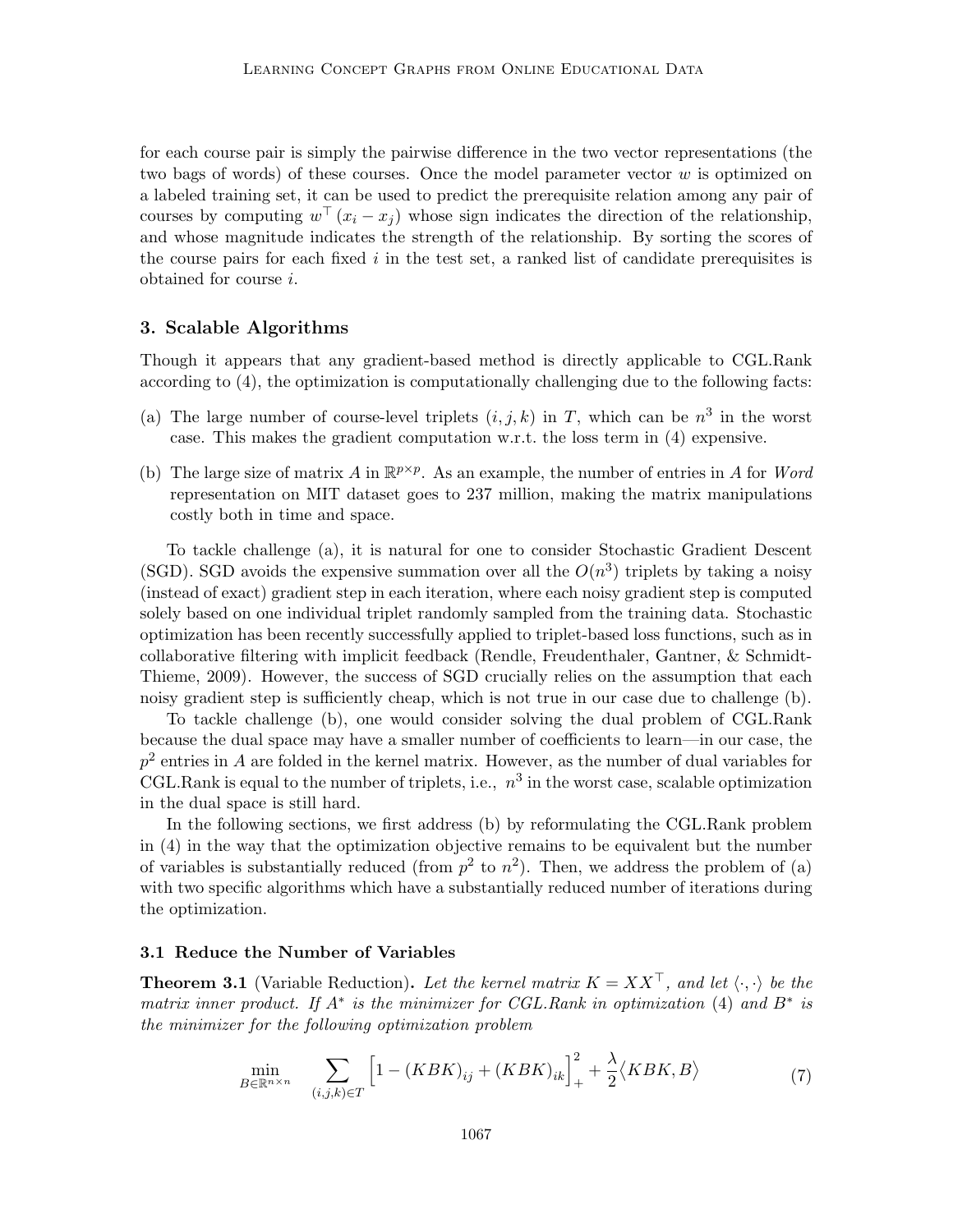for each course pair is simply the pairwise difference in the two vector representations (the two bags of words) of these courses. Once the model parameter vector $w$ is optimized on a labeled training set, it can be used to predict the prerequisite relation among any pair of courses by computing $w^\top (x_i - x_j)$ whose sign indicates the direction of the relationship, and whose magnitude indicates the strength of the relationship. By sorting the scores of the course pairs for each fixed $i$ in the test set, a ranked list of candidate prerequisites is obtained for course $i$.

## 3. Scalable Algorithms

Though it appears that any gradient-based method is directly applicable to CGL.Rank according to (4), the optimization is computationally challenging due to the following facts:

(a) The large number of course-level triplets $(i, j, k)$ in $T$, which can be $n^3$ in the worst case. This makes the gradient computation w.r.t. the loss term in (4) expensive.

(b) The large size of matrix $A$ in $\mathbb{R}^{p \times p}$. As an example, the number of entries in $A$ for *Word* representation on MIT dataset goes to 237 million, making the matrix manipulations costly both in time and space.

To tackle challenge (a), it is natural for one to consider Stochastic Gradient Descent (SGD). SGD avoids the expensive summation over all the $O(n^3)$ triplets by taking a noisy (instead of exact) gradient step in each iteration, where each noisy gradient step is computed solely based on one individual triplet randomly sampled from the training data. Stochastic optimization has been recently successfully applied to triplet-based loss functions, such as in collaborative filtering with implicit feedback (Rendle, Freudenthaler, Gantner, & Schmidt-Thieme, 2009). However, the success of SGD crucially relies on the assumption that each noisy gradient step is sufficiently cheap, which is not true in our case due to challenge (b).

To tackle challenge (b), one would consider solving the dual problem of CGL.Rank because the dual space may have a smaller number of coefficients to learn—in our case, the $p^2$ entries in $A$ are folded in the kernel matrix. However, as the number of dual variables for CGL.Rank is equal to the number of triplets, i.e., $n^3$ in the worst case, scalable optimization in the dual space is still hard.

In the following sections, we first address (b) by reformulating the CGL.Rank problem in (4) in the way that the optimization objective remains to be equivalent but the number of variables is substantially reduced (from $p^2$ to $n^2$). Then, we address the problem of (a) with two specific algorithms which have a substantially reduced number of iterations during the optimization.

### 3.1 Reduce the Number of Variables

**Theorem 3.1** (Variable Reduction)**.** *Let the kernel matrix $K = XX^\top$, and let $\langle \cdot, \cdot \rangle$ be the matrix inner product. If $A^*$ is the minimizer for CGL.Rank in optimization* (4) *and $B^*$ is the minimizer for the following optimization problem*

$$\min_{B \in \mathbb{R}^{n \times n}} \quad \sum_{(i,j,k) \in T} \Big[ 1 - (KBK)_{ij} + (KBK)_{ik} \Big]_+^2 + \frac{\lambda}{2} \big\langle KBK, B \big\rangle \tag{7}$$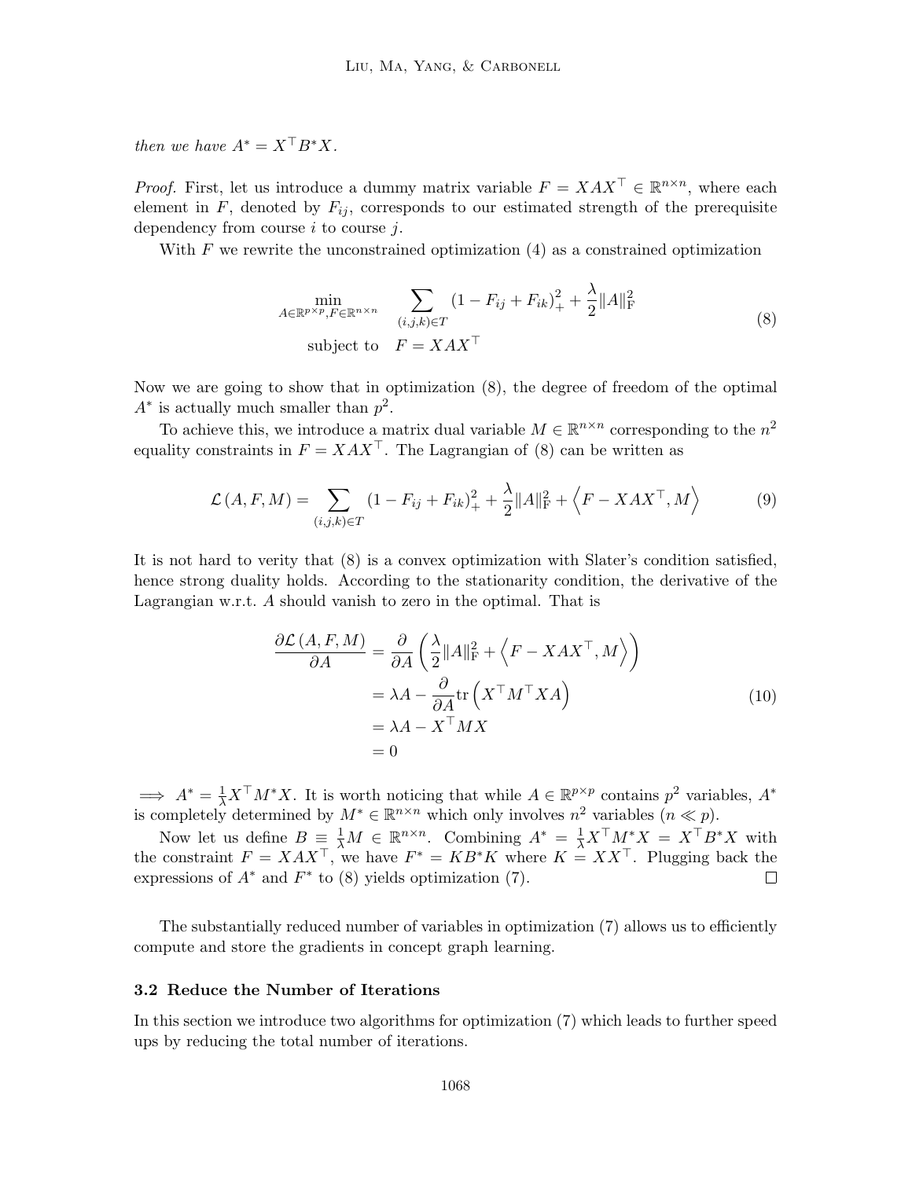*then we have* $A^* = X^\top B^* X$.

*Proof.* First, let us introduce a dummy matrix variable $F = XAX^\top \in \mathbb{R}^{n\times n}$, where each element in $F$, denoted by $F_{ij}$, corresponds to our estimated strength of the prerequisite dependency from course $i$ to course $j$.

With $F$ we rewrite the unconstrained optimization (4) as a constrained optimization

$$
\begin{aligned}
\min_{A\in\mathbb{R}^{p\times p}, F\in\mathbb{R}^{n\times n}} \quad & \sum_{(i,j,k)\in T} (1 - F_{ij} + F_{ik})_+^2 + \frac{\lambda}{2}\|A\|_{\mathrm{F}}^2 \\
\text{subject to} \quad & F = XAX^\top
\end{aligned}
\tag{8}
$$

Now we are going to show that in optimization (8), the degree of freedom of the optimal $A^*$ is actually much smaller than $p^2$.

To achieve this, we introduce a matrix dual variable $M \in \mathbb{R}^{n\times n}$ corresponding to the $n^2$ equality constraints in $F = XAX^\top$. The Lagrangian of (8) can be written as

$$
\mathcal{L}(A, F, M) = \sum_{(i,j,k)\in T} (1 - F_{ij} + F_{ik})_+^2 + \frac{\lambda}{2}\|A\|_{\mathrm{F}}^2 + \left\langle F - XAX^\top, M \right\rangle \tag{9}
$$

It is not hard to verity that (8) is a convex optimization with Slater's condition satisfied, hence strong duality holds. According to the stationarity condition, the derivative of the Lagrangian w.r.t. $A$ should vanish to zero in the optimal. That is

$$
\begin{aligned}
\frac{\partial \mathcal{L}(A, F, M)}{\partial A} &= \frac{\partial}{\partial A}\left(\frac{\lambda}{2}\|A\|_{\mathrm{F}}^2 + \left\langle F - XAX^\top, M \right\rangle\right) \\
&= \lambda A - \frac{\partial}{\partial A}\mathrm{tr}\left(X^\top M^\top XA\right) \\
&= \lambda A - X^\top MX \\
&= 0
\end{aligned}
\tag{10}
$$

$\implies A^* = \frac{1}{\lambda}X^\top M^* X$. It is worth noticing that while $A \in \mathbb{R}^{p\times p}$ contains $p^2$ variables, $A^*$ is completely determined by $M^* \in \mathbb{R}^{n\times n}$ which only involves $n^2$ variables ($n \ll p$).

Now let us define $B \equiv \frac{1}{\lambda}M \in \mathbb{R}^{n\times n}$. Combining $A^* = \frac{1}{\lambda}X^\top M^* X = X^\top B^* X$ with the constraint $F = XAX^\top$, we have $F^* = KB^*K$ where $K = XX^\top$. Plugging back the expressions of $A^*$ and $F^*$ to (8) yields optimization (7). □

The substantially reduced number of variables in optimization (7) allows us to efficiently compute and store the gradients in concept graph learning.

### 3.2 Reduce the Number of Iterations

In this section we introduce two algorithms for optimization (7) which leads to further speed ups by reducing the total number of iterations.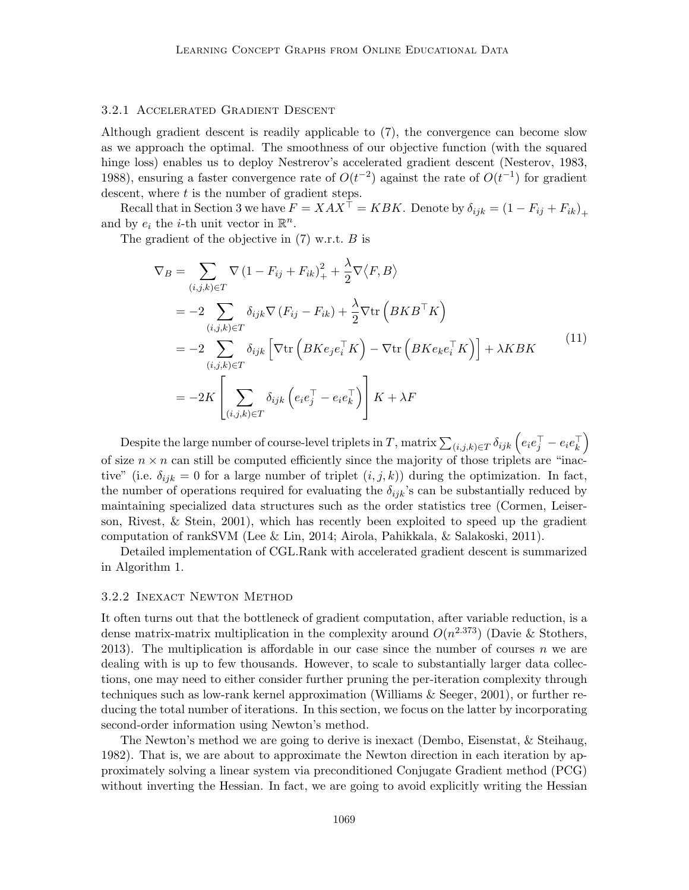#### 3.2.1 Accelerated Gradient Descent

Although gradient descent is readily applicable to (7), the convergence can become slow as we approach the optimal. The smoothness of our objective function (with the squared hinge loss) enables us to deploy Nestrerov's accelerated gradient descent (Nesterov, 1983, 1988), ensuring a faster convergence rate of $O(t^{-2})$ against the rate of $O(t^{-1})$ for gradient descent, where $t$ is the number of gradient steps.

Recall that in Section 3 we have $F = XAX^\top = KBK$. Denote by $\delta_{ijk} = (1 - F_{ij} + F_{ik})_+$ and by $e_i$ the $i$-th unit vector in $\mathbb{R}^n$.

The gradient of the objective in (7) w.r.t. $B$ is

$$
\begin{aligned}
\nabla_B &= \sum_{(i,j,k)\in T} \nabla \left(1 - F_{ij} + F_{ik}\right)_+^2 + \frac{\lambda}{2}\nabla\langle F, B\rangle \\
&= -2\sum_{(i,j,k)\in T} \delta_{ijk}\nabla\left(F_{ij} - F_{ik}\right) + \frac{\lambda}{2}\nabla\mathrm{tr}\left(BKB^\top K\right) \\
&= -2\sum_{(i,j,k)\in T} \delta_{ijk}\left[\nabla\mathrm{tr}\left(BKe_je_i^\top K\right) - \nabla\mathrm{tr}\left(BKe_ke_i^\top K\right)\right] + \lambda KBK \\
&= -2K\left[\sum_{(i,j,k)\in T}\delta_{ijk}\left(e_ie_j^\top - e_ie_k^\top\right)\right]K + \lambda F
\end{aligned}
\tag{11}
$$

Despite the large number of course-level triplets in $T$, matrix $\sum_{(i,j,k)\in T}\delta_{ijk}\left(e_ie_j^\top - e_ie_k^\top\right)$ of size $n \times n$ can still be computed efficiently since the majority of those triplets are "inactive" (i.e. $\delta_{ijk} = 0$ for a large number of triplet $(i, j, k)$) during the optimization. In fact, the number of operations required for evaluating the $\delta_{ijk}$'s can be substantially reduced by maintaining specialized data structures such as the order statistics tree (Cormen, Leiserson, Rivest, & Stein, 2001), which has recently been exploited to speed up the gradient computation of rankSVM (Lee & Lin, 2014; Airola, Pahikkala, & Salakoski, 2011).

Detailed implementation of CGL.Rank with accelerated gradient descent is summarized in Algorithm 1.

#### 3.2.2 Inexact Newton Method

It often turns out that the bottleneck of gradient computation, after variable reduction, is a dense matrix-matrix multiplication in the complexity around $O(n^{2.373})$ (Davie & Stothers, 2013). The multiplication is affordable in our case since the number of courses $n$ we are dealing with is up to few thousands. However, to scale to substantially larger data collections, one may need to either consider further pruning the per-iteration complexity through techniques such as low-rank kernel approximation (Williams & Seeger, 2001), or further reducing the total number of iterations. In this section, we focus on the latter by incorporating second-order information using Newton's method.

The Newton's method we are going to derive is inexact (Dembo, Eisenstat, & Steihaug, 1982). That is, we are about to approximate the Newton direction in each iteration by approximately solving a linear system via preconditioned Conjugate Gradient method (PCG) without inverting the Hessian. In fact, we are going to avoid explicitly writing the Hessian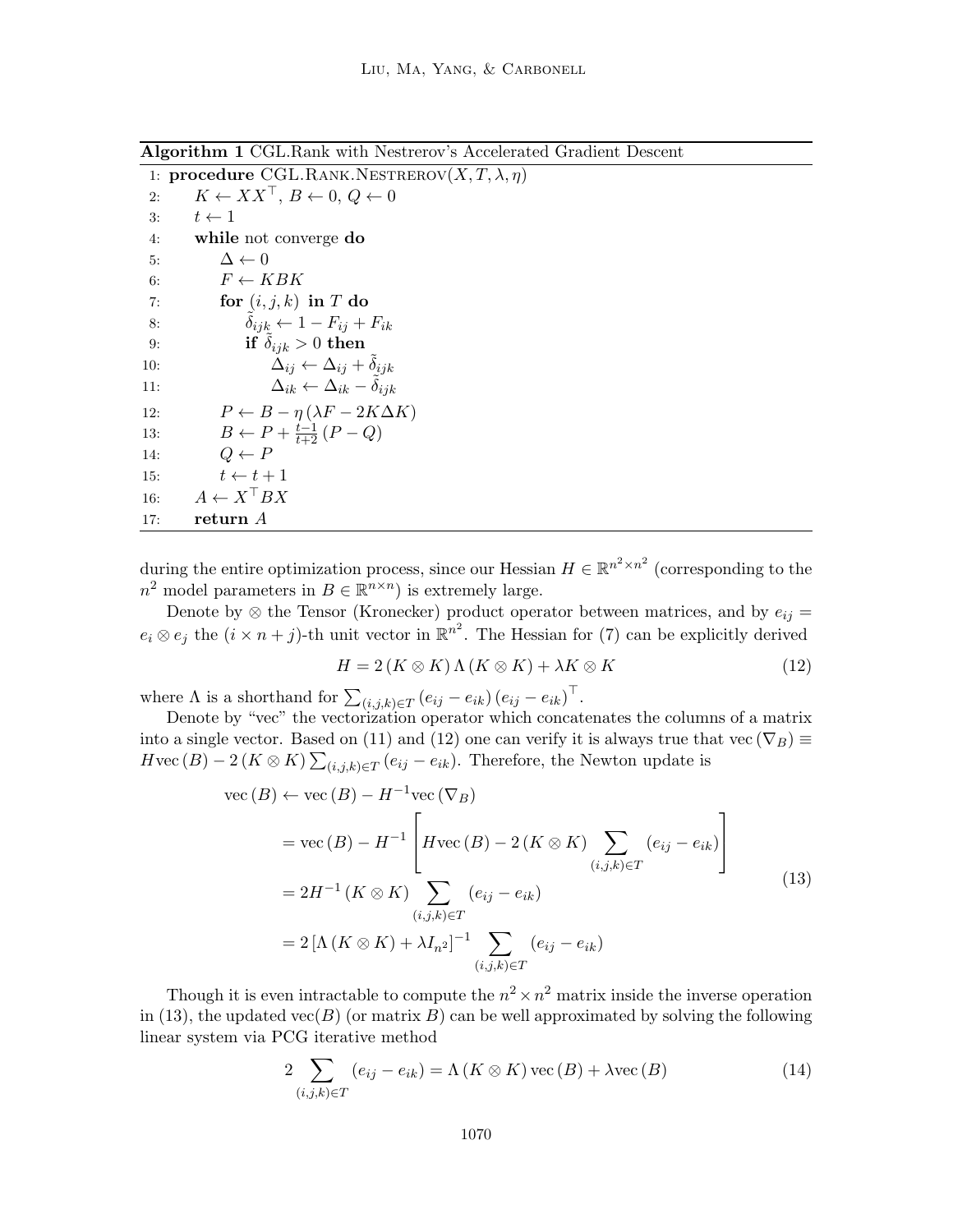**Algorithm 1** CGL.Rank with Nestrerov's Accelerated Gradient Descent

```
1:  procedure CGL.RANK.NESTREROV(X, T, λ, η)
2:      K ← XX^⊤, B ← 0, Q ← 0
3:      t ← 1
4:      while not converge do
5:          Δ ← 0
6:          F ← KBK
7:          for (i, j, k) in T do
8:              δ̃_ijk ← 1 − F_ij + F_ik
9:              if δ̃_ijk > 0 then
10:                 Δ_ij ← Δ_ij + δ̃_ijk
11:                 Δ_ik ← Δ_ik − δ̃_ijk
12:         P ← B − η (λF − 2KΔK)
13:         B ← P + (t−1)/(t+2) (P − Q)
14:         Q ← P
15:         t ← t + 1
16:     A ← X^⊤ B X
17:     return A
```

during the entire optimization process, since our Hessian $H \in \mathbb{R}^{n^2 \times n^2}$ (corresponding to the $n^2$ model parameters in $B \in \mathbb{R}^{n \times n}$) is extremely large.

Denote by $\otimes$ the Tensor (Kronecker) product operator between matrices, and by $e_{ij} = e_i \otimes e_j$ the $(i \times n + j)$-th unit vector in $\mathbb{R}^{n^2}$. The Hessian for (7) can be explicitly derived

$$H = 2\left(K \otimes K\right) \Lambda \left(K \otimes K\right) + \lambda K \otimes K \tag{12}$$

where $\Lambda$ is a shorthand for $\sum_{(i,j,k) \in T} \left(e_{ij} - e_{ik}\right) \left(e_{ij} - e_{ik}\right)^\top$.

Denote by "vec" the vectorization operator which concatenates the columns of a matrix into a single vector. Based on (11) and (12) one can verify it is always true that $\text{vec}\left(\nabla_B\right) \equiv H\text{vec}\left(B\right) - 2\left(K \otimes K\right) \sum_{(i,j,k) \in T} \left(e_{ij} - e_{ik}\right)$. Therefore, the Newton update is

$$\begin{aligned}
\text{vec}\left(B\right) &\leftarrow \text{vec}\left(B\right) - H^{-1}\text{vec}\left(\nabla_B\right) \\
&= \text{vec}\left(B\right) - H^{-1}\left[H\text{vec}\left(B\right) - 2\left(K \otimes K\right) \sum_{(i,j,k) \in T} \left(e_{ij} - e_{ik}\right)\right] \\
&= 2H^{-1}\left(K \otimes K\right) \sum_{(i,j,k) \in T} \left(e_{ij} - e_{ik}\right) \\
&= 2\left[\Lambda\left(K \otimes K\right) + \lambda I_{n^2}\right]^{-1} \sum_{(i,j,k) \in T} \left(e_{ij} - e_{ik}\right)
\end{aligned} \tag{13}$$

Though it is even intractable to compute the $n^2 \times n^2$ matrix inside the inverse operation in (13), the updated $\text{vec}(B)$ (or matrix $B$) can be well approximated by solving the following linear system via PCG iterative method

$$2 \sum_{(i,j,k) \in T} \left(e_{ij} - e_{ik}\right) = \Lambda\left(K \otimes K\right) \text{vec}\left(B\right) + \lambda \text{vec}\left(B\right) \tag{14}$$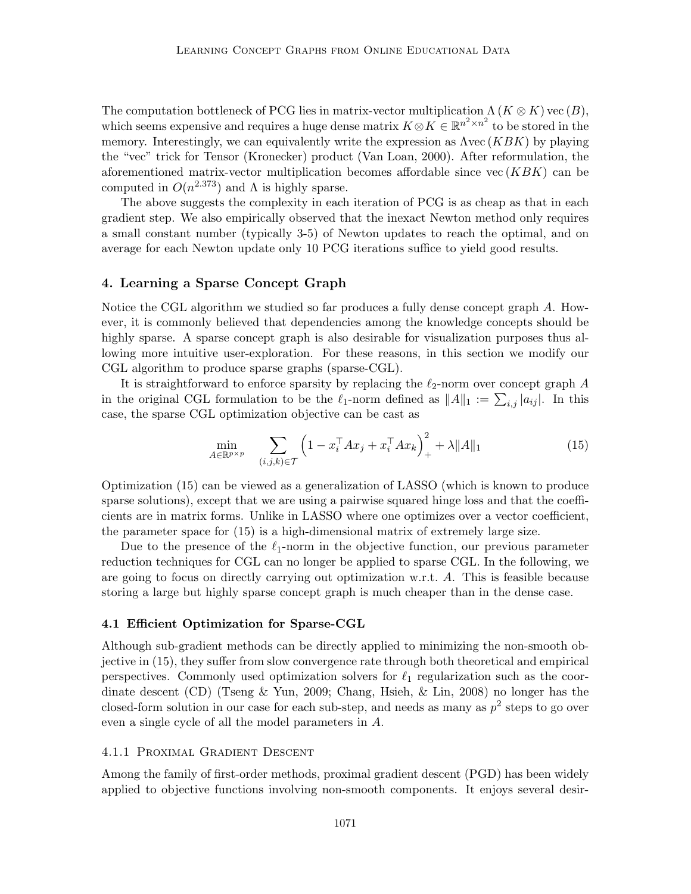The computation bottleneck of PCG lies in matrix-vector multiplication $\Lambda\left(K \otimes K\right)\text{vec}\left(B\right)$, which seems expensive and requires a huge dense matrix $K \otimes K \in \mathbb{R}^{n^2 \times n^2}$ to be stored in the memory. Interestingly, we can equivalently write the expression as $\Lambda\text{vec}\left(KBK\right)$ by playing the "vec" trick for Tensor (Kronecker) product (Van Loan, 2000). After reformulation, the aforementioned matrix-vector multiplication becomes affordable since $\text{vec}\left(KBK\right)$ can be computed in $O(n^{2.373})$ and $\Lambda$ is highly sparse.

The above suggests the complexity in each iteration of PCG is as cheap as that in each gradient step. We also empirically observed that the inexact Newton method only requires a small constant number (typically 3-5) of Newton updates to reach the optimal, and on average for each Newton update only 10 PCG iterations suffice to yield good results.

## 4. Learning a Sparse Concept Graph

Notice the CGL algorithm we studied so far produces a fully dense concept graph $A$. However, it is commonly believed that dependencies among the knowledge concepts should be highly sparse. A sparse concept graph is also desirable for visualization purposes thus allowing more intuitive user-exploration. For these reasons, in this section we modify our CGL algorithm to produce sparse graphs (sparse-CGL).

It is straightforward to enforce sparsity by replacing the $\ell_2$-norm over concept graph $A$ in the original CGL formulation to be the $\ell_1$-norm defined as $\|A\|_1 := \sum_{i,j}|a_{ij}|$. In this case, the sparse CGL optimization objective can be cast as

$$\min_{A \in \mathbb{R}^{p \times p}} \quad \sum_{(i,j,k) \in \mathcal{T}} \left(1 - x_i^\top A x_j + x_i^\top A x_k\right)_+^2 + \lambda\|A\|_1 \tag{15}$$

Optimization (15) can be viewed as a generalization of LASSO (which is known to produce sparse solutions), except that we are using a pairwise squared hinge loss and that the coefficients are in matrix forms. Unlike in LASSO where one optimizes over a vector coefficient, the parameter space for (15) is a high-dimensional matrix of extremely large size.

Due to the presence of the $\ell_1$-norm in the objective function, our previous parameter reduction techniques for CGL can no longer be applied to sparse CGL. In the following, we are going to focus on directly carrying out optimization w.r.t. $A$. This is feasible because storing a large but highly sparse concept graph is much cheaper than in the dense case.

### 4.1 Efficient Optimization for Sparse-CGL

Although sub-gradient methods can be directly applied to minimizing the non-smooth objective in (15), they suffer from slow convergence rate through both theoretical and empirical perspectives. Commonly used optimization solvers for $\ell_1$ regularization such as the coordinate descent (CD) (Tseng & Yun, 2009; Chang, Hsieh, & Lin, 2008) no longer has the closed-form solution in our case for each sub-step, and needs as many as $p^2$ steps to go over even a single cycle of all the model parameters in $A$.

#### 4.1.1 Proximal Gradient Descent

Among the family of first-order methods, proximal gradient descent (PGD) has been widely applied to objective functions involving non-smooth components. It enjoys several desir-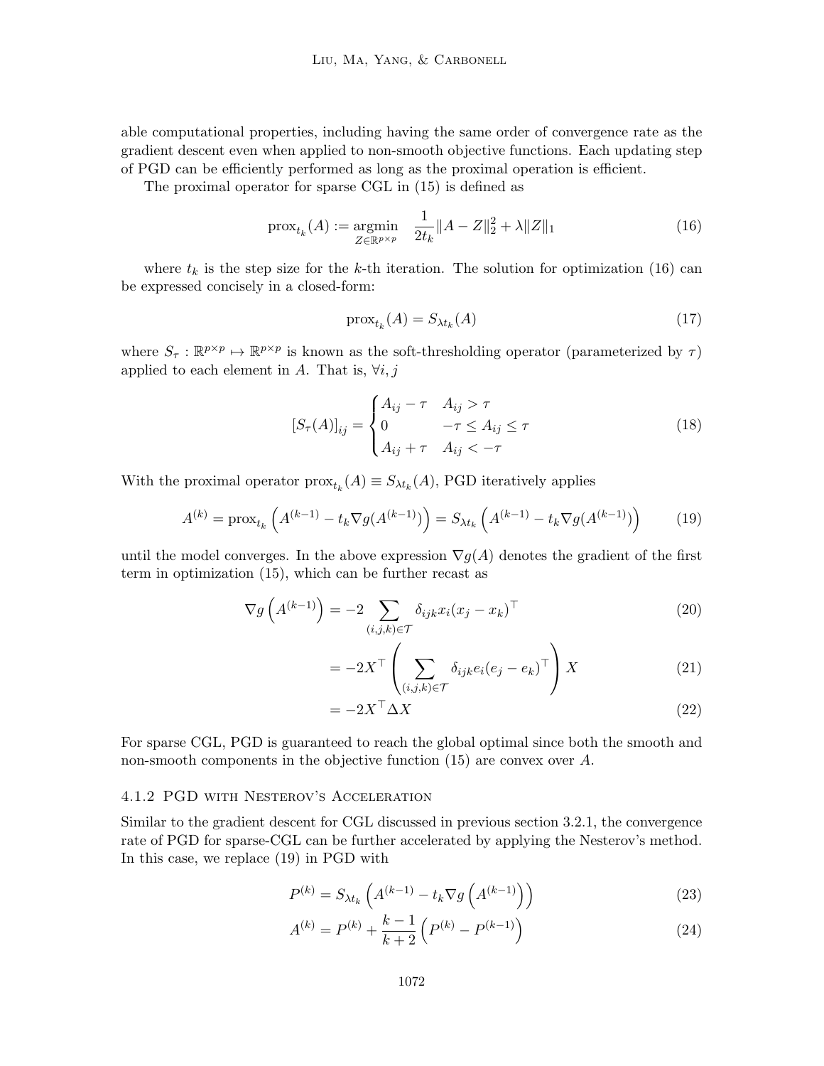able computational properties, including having the same order of convergence rate as the gradient descent even when applied to non-smooth objective functions. Each updating step of PGD can be efficiently performed as long as the proximal operation is efficient.

The proximal operator for sparse CGL in (15) is defined as

$$\text{prox}_{t_k}(A) := \underset{Z \in \mathbb{R}^{p \times p}}{\text{argmin}} \quad \frac{1}{2t_k}\|A - Z\|_2^2 + \lambda \|Z\|_1 \tag{16}$$

where $t_k$ is the step size for the $k$-th iteration. The solution for optimization (16) can be expressed concisely in a closed-form:

$$\text{prox}_{t_k}(A) = S_{\lambda t_k}(A) \tag{17}$$

where $S_\tau : \mathbb{R}^{p \times p} \mapsto \mathbb{R}^{p \times p}$ is known as the soft-thresholding operator (parameterized by $\tau$) applied to each element in $A$. That is, $\forall i, j$

$$[S_\tau(A)]_{ij} = \begin{cases} A_{ij} - \tau & A_{ij} > \tau \\ 0 & -\tau \leq A_{ij} \leq \tau \\ A_{ij} + \tau & A_{ij} < -\tau \end{cases} \tag{18}$$

With the proximal operator $\text{prox}_{t_k}(A) \equiv S_{\lambda t_k}(A)$, PGD iteratively applies

$$A^{(k)} = \text{prox}_{t_k}\left(A^{(k-1)} - t_k \nabla g(A^{(k-1)})\right) = S_{\lambda t_k}\left(A^{(k-1)} - t_k \nabla g(A^{(k-1)})\right) \tag{19}$$

until the model converges. In the above expression $\nabla g(A)$ denotes the gradient of the first term in optimization (15), which can be further recast as

$$\nabla g\left(A^{(k-1)}\right) = -2 \sum_{(i,j,k) \in \mathcal{T}} \delta_{ijk} x_i (x_j - x_k)^\top \tag{20}$$

$$= -2X^\top \left( \sum_{(i,j,k) \in \mathcal{T}} \delta_{ijk} e_i (e_j - e_k)^\top \right) X \tag{21}$$

$$= -2X^\top \Delta X \tag{22}$$

For sparse CGL, PGD is guaranteed to reach the global optimal since both the smooth and non-smooth components in the objective function (15) are convex over $A$.

#### 4.1.2 PGD with Nesterov's Acceleration

Similar to the gradient descent for CGL discussed in previous section 3.2.1, the convergence rate of PGD for sparse-CGL can be further accelerated by applying the Nesterov's method. In this case, we replace (19) in PGD with

$$P^{(k)} = S_{\lambda t_k}\left(A^{(k-1)} - t_k \nabla g\left(A^{(k-1)}\right)\right) \tag{23}$$

$$A^{(k)} = P^{(k)} + \frac{k-1}{k+2}\left(P^{(k)} - P^{(k-1)}\right) \tag{24}$$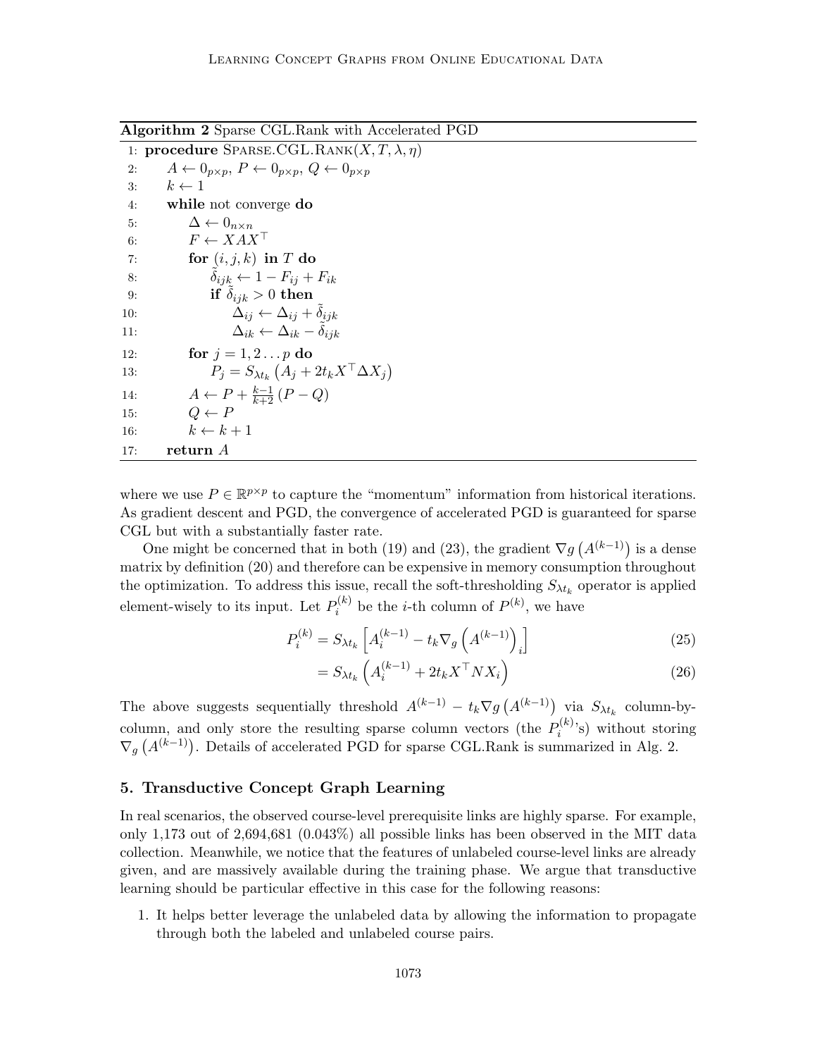**Algorithm 2** Sparse CGL.Rank with Accelerated PGD

```
1:  procedure SPARSE.CGL.RANK(X, T, λ, η)
2:      A ← 0_{p×p}, P ← 0_{p×p}, Q ← 0_{p×p}
3:      k ← 1
4:      while not converge do
5:          Δ ← 0_{n×n}
6:          F ← X A X^⊤
7:          for (i, j, k) in T do
8:              δ̃_{ijk} ← 1 − F_{ij} + F_{ik}
9:              if δ̃_{ijk} > 0 then
10:                 Δ_{ij} ← Δ_{ij} + δ̃_{ijk}
11:                 Δ_{ik} ← Δ_{ik} − δ̃_{ijk}
12:         for j = 1, 2 ... p do
13:             P_j = S_{λt_k} (A_j + 2t_k X^⊤ Δ X_j)
14:         A ← P + (k−1)/(k+2) (P − Q)
15:         Q ← P
16:         k ← k + 1
17:     return A
```

where we use $P \in \mathbb{R}^{p \times p}$ to capture the "momentum" information from historical iterations. As gradient descent and PGD, the convergence of accelerated PGD is guaranteed for sparse CGL but with a substantially faster rate.

One might be concerned that in both (19) and (23), the gradient $\nabla g\left(A^{(k-1)}\right)$ is a dense matrix by definition (20) and therefore can be expensive in memory consumption throughout the optimization. To address this issue, recall the soft-thresholding $S_{\lambda t_k}$ operator is applied element-wisely to its input. Let $P_i^{(k)}$ be the $i$-th column of $P^{(k)}$, we have

$$P_i^{(k)} = S_{\lambda t_k}\left[A_i^{(k-1)} - t_k \nabla_g \left(A^{(k-1)}\right)_i\right] \tag{25}$$

$$= S_{\lambda t_k}\left(A_i^{(k-1)} + 2t_k X^\top N X_i\right) \tag{26}$$

The above suggests sequentially threshold $A^{(k-1)} - t_k \nabla g\left(A^{(k-1)}\right)$ via $S_{\lambda t_k}$ column-by-column, and only store the resulting sparse column vectors (the $P_i^{(k)}$'s) without storing $\nabla_g\left(A^{(k-1)}\right)$. Details of accelerated PGD for sparse CGL.Rank is summarized in Alg. 2.

## 5. Transductive Concept Graph Learning

In real scenarios, the observed course-level prerequisite links are highly sparse. For example, only 1,173 out of 2,694,681 (0.043%) all possible links has been observed in the MIT data collection. Meanwhile, we notice that the features of unlabeled course-level links are already given, and are massively available during the training phase. We argue that transductive learning should be particular effective in this case for the following reasons:

1. It helps better leverage the unlabeled data by allowing the information to propagate through both the labeled and unlabeled course pairs.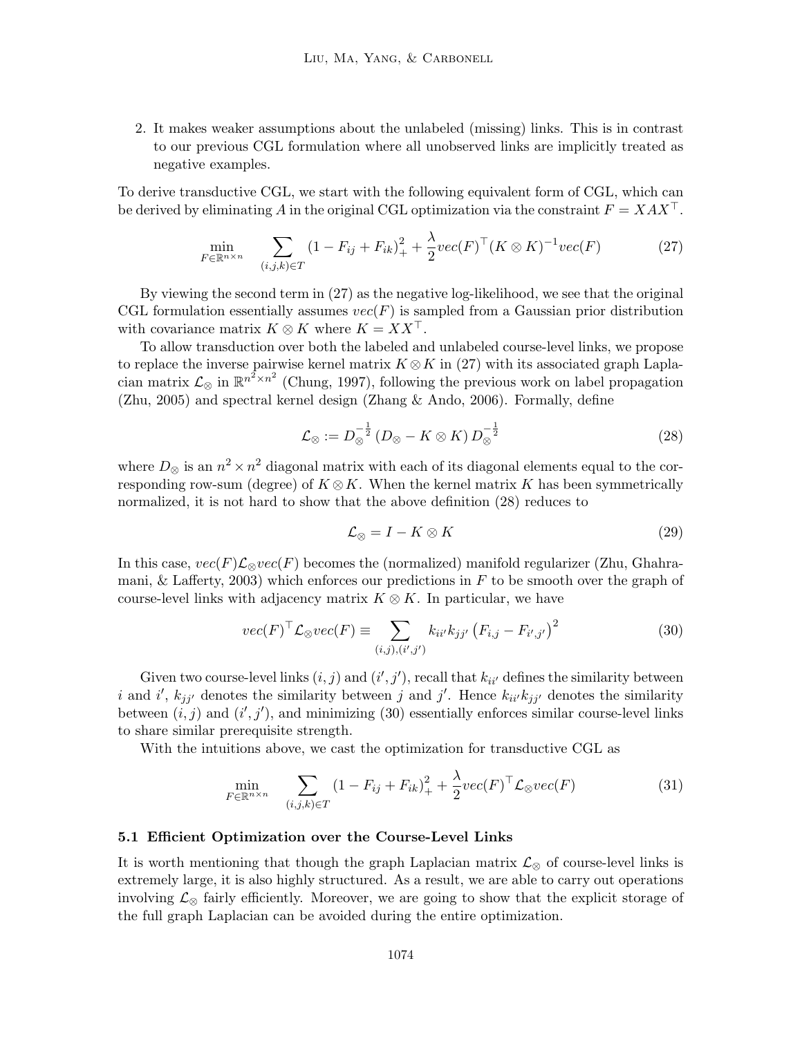2. It makes weaker assumptions about the unlabeled (missing) links. This is in contrast to our previous CGL formulation where all unobserved links are implicitly treated as negative examples.

To derive transductive CGL, we start with the following equivalent form of CGL, which can be derived by eliminating $A$ in the original CGL optimization via the constraint $F = XAX^\top$.

$$\min_{F \in \mathbb{R}^{n \times n}} \quad \sum_{(i,j,k) \in T} (1 - F_{ij} + F_{ik})_+^2 + \frac{\lambda}{2} vec(F)^\top (K \otimes K)^{-1} vec(F) \tag{27}$$

By viewing the second term in (27) as the negative log-likelihood, we see that the original CGL formulation essentially assumes $vec(F)$ is sampled from a Gaussian prior distribution with covariance matrix $K \otimes K$ where $K = XX^\top$.

To allow transduction over both the labeled and unlabeled course-level links, we propose to replace the inverse pairwise kernel matrix $K \otimes K$ in (27) with its associated graph Laplacian matrix $\mathcal{L}_\otimes$ in $\mathbb{R}^{n^2 \times n^2}$ (Chung, 1997), following the previous work on label propagation (Zhu, 2005) and spectral kernel design (Zhang & Ando, 2006). Formally, define

$$\mathcal{L}_\otimes := D_\otimes^{-\frac{1}{2}} \left( D_\otimes - K \otimes K \right) D_\otimes^{-\frac{1}{2}} \tag{28}$$

where $D_\otimes$ is an $n^2 \times n^2$ diagonal matrix with each of its diagonal elements equal to the corresponding row-sum (degree) of $K \otimes K$. When the kernel matrix $K$ has been symmetrically normalized, it is not hard to show that the above definition (28) reduces to

$$\mathcal{L}_\otimes = I - K \otimes K \tag{29}$$

In this case, $vec(F)\mathcal{L}_\otimes vec(F)$ becomes the (normalized) manifold regularizer (Zhu, Ghahramani, & Lafferty, 2003) which enforces our predictions in $F$ to be smooth over the graph of course-level links with adjacency matrix $K \otimes K$. In particular, we have

$$vec(F)^\top \mathcal{L}_\otimes vec(F) \equiv \sum_{(i,j),(i',j')} k_{ii'} k_{jj'} \left( F_{i,j} - F_{i',j'} \right)^2 \tag{30}$$

Given two course-level links $(i, j)$ and $(i', j')$, recall that $k_{ii'}$ defines the similarity between $i$ and $i'$, $k_{jj'}$ denotes the similarity between $j$ and $j'$. Hence $k_{ii'} k_{jj'}$ denotes the similarity between $(i, j)$ and $(i', j')$, and minimizing (30) essentially enforces similar course-level links to share similar prerequisite strength.

With the intuitions above, we cast the optimization for transductive CGL as

$$\min_{F \in \mathbb{R}^{n \times n}} \quad \sum_{(i,j,k) \in T} (1 - F_{ij} + F_{ik})_+^2 + \frac{\lambda}{2} vec(F)^\top \mathcal{L}_\otimes vec(F) \tag{31}$$

### 5.1 Efficient Optimization over the Course-Level Links

It is worth mentioning that though the graph Laplacian matrix $\mathcal{L}_\otimes$ of course-level links is extremely large, it is also highly structured. As a result, we are able to carry out operations involving $\mathcal{L}_\otimes$ fairly efficiently. Moreover, we are going to show that the explicit storage of the full graph Laplacian can be avoided during the entire optimization.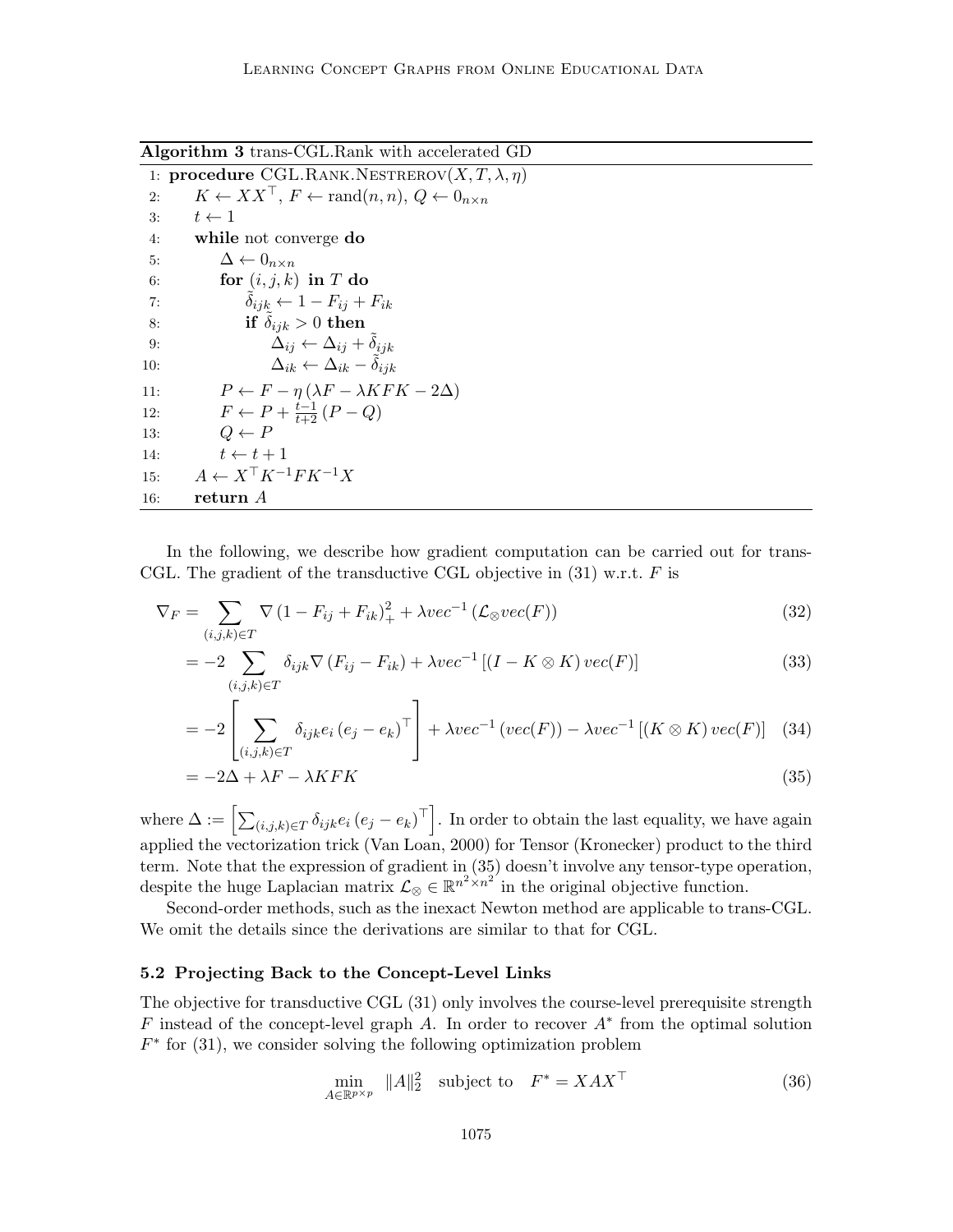**Algorithm 3** trans-CGL.Rank with accelerated GD

```
1: procedure CGL.Rank.Nestrerov(X, T, λ, η)
2:     K ← XX^⊤, F ← rand(n, n), Q ← 0_{n×n}
3:     t ← 1
4:     while not converge do
5:         Δ ← 0_{n×n}
6:         for (i, j, k) in T do
7:             δ̃_ijk ← 1 − F_ij + F_ik
8:             if δ̃_ijk > 0 then
9:                 Δ_ij ← Δ_ij + δ̃_ijk
10:                Δ_ik ← Δ_ik − δ̃_ijk
11:        P ← F − η (λF − λKFK − 2Δ)
12:        F ← P + (t−1)/(t+2) (P − Q)
13:        Q ← P
14:        t ← t + 1
15:    A ← X^⊤ K^{-1} F K^{-1} X
16:    return A
```

In the following, we describe how gradient computation can be carried out for trans-CGL. The gradient of the transductive CGL objective in (31) w.r.t. $F$ is

$$\nabla_F = \sum_{(i,j,k)\in T} \nabla \left(1 - F_{ij} + F_{ik}\right)_+^2 + \lambda vec^{-1}\left(\mathcal{L}_{\otimes} vec(F)\right) \tag{32}$$

$$= -2 \sum_{(i,j,k)\in T} \delta_{ijk} \nabla \left(F_{ij} - F_{ik}\right) + \lambda vec^{-1}\left[\left(I - K \otimes K\right) vec(F)\right] \tag{33}$$

$$= -2 \left[\sum_{(i,j,k)\in T} \delta_{ijk} e_i \left(e_j - e_k\right)^\top \right] + \lambda vec^{-1}\left(vec(F)\right) - \lambda vec^{-1}\left[\left(K \otimes K\right) vec(F)\right] \tag{34}$$

$$= -2\Delta + \lambda F - \lambda KFK \tag{35}$$

where $\Delta := \left[\sum_{(i,j,k)\in T} \delta_{ijk} e_i \left(e_j - e_k\right)^\top\right]$. In order to obtain the last equality, we have again applied the vectorization trick (Van Loan, 2000) for Tensor (Kronecker) product to the third term. Note that the expression of gradient in (35) doesn't involve any tensor-type operation, despite the huge Laplacian matrix $\mathcal{L}_{\otimes} \in \mathbb{R}^{n^2 \times n^2}$ in the original objective function.

Second-order methods, such as the inexact Newton method are applicable to trans-CGL. We omit the details since the derivations are similar to that for CGL.

### 5.2 Projecting Back to the Concept-Level Links

The objective for transductive CGL (31) only involves the course-level prerequisite strength $F$ instead of the concept-level graph $A$. In order to recover $A^*$ from the optimal solution $F^*$ for (31), we consider solving the following optimization problem

$$\min_{A\in\mathbb{R}^{p\times p}} \ \|A\|_2^2 \quad \text{subject to} \quad F^* = XAX^\top \tag{36}$$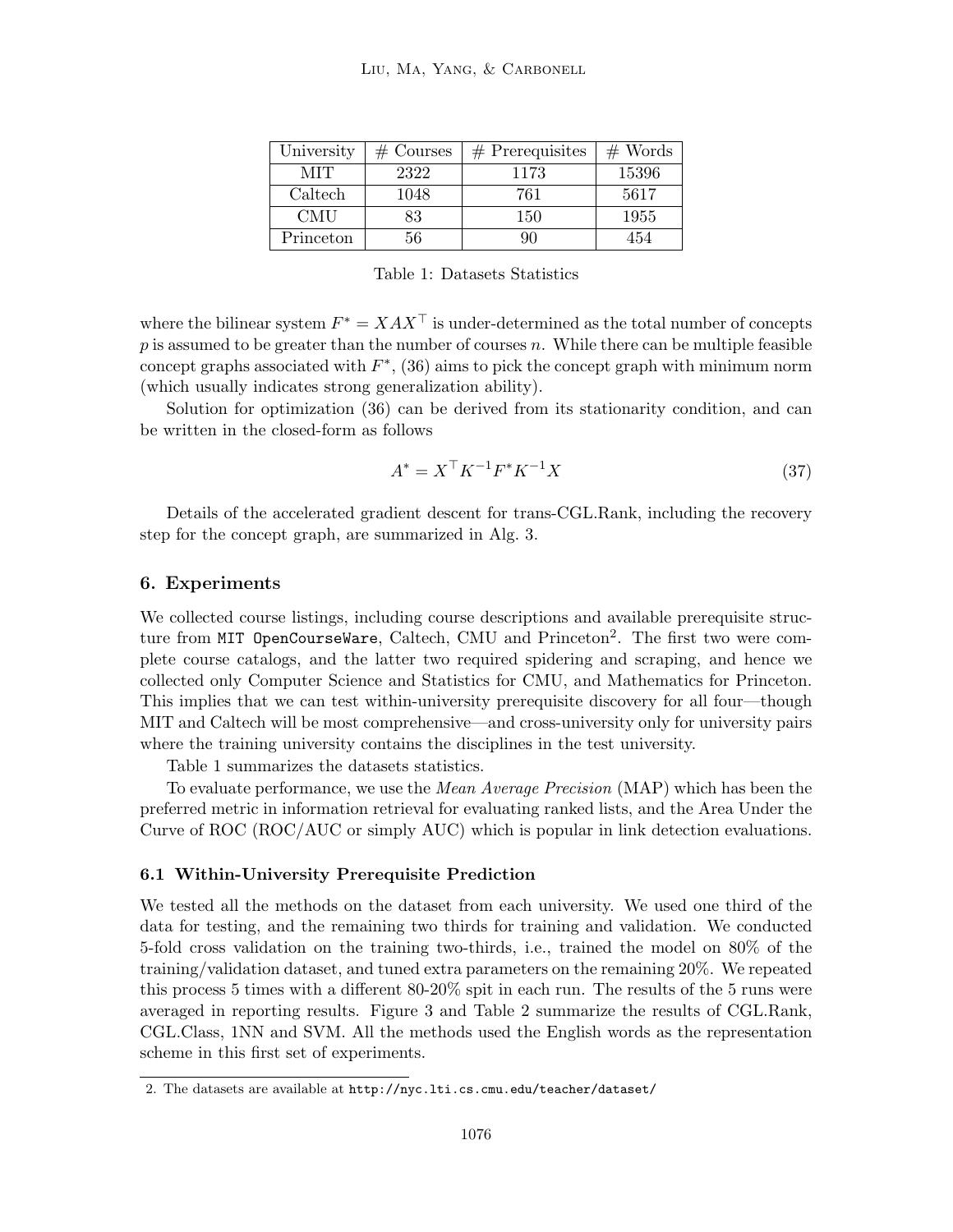| University | # Courses | # Prerequisites | # Words |
|---|---|---|---|
| MIT | 2322 | 1173 | 15396 |
| Caltech | 1048 | 761 | 5617 |
| CMU | 83 | 150 | 1955 |
| Princeton | 56 | 90 | 454 |

Table 1: Datasets Statistics

where the bilinear system $F^* = XAX^\top$ is under-determined as the total number of concepts $p$ is assumed to be greater than the number of courses $n$. While there can be multiple feasible concept graphs associated with $F^*$, (36) aims to pick the concept graph with minimum norm (which usually indicates strong generalization ability).

Solution for optimization (36) can be derived from its stationarity condition, and can be written in the closed-form as follows

$$A^* = X^\top K^{-1} F^* K^{-1} X \tag{37}$$

Details of the accelerated gradient descent for trans-CGL.Rank, including the recovery step for the concept graph, are summarized in Alg. 3.

## 6. Experiments

We collected course listings, including course descriptions and available prerequisite structure from `MIT OpenCourseWare`, Caltech, CMU and Princeton[2]. The first two were complete course catalogs, and the latter two required spidering and scraping, and hence we collected only Computer Science and Statistics for CMU, and Mathematics for Princeton. This implies that we can test within-university prerequisite discovery for all four—though MIT and Caltech will be most comprehensive—and cross-university only for university pairs where the training university contains the disciplines in the test university.

Table 1 summarizes the datasets statistics.

To evaluate performance, we use the *Mean Average Precision* (MAP) which has been the preferred metric in information retrieval for evaluating ranked lists, and the Area Under the Curve of ROC (ROC/AUC or simply AUC) which is popular in link detection evaluations.

### 6.1 Within-University Prerequisite Prediction

We tested all the methods on the dataset from each university. We used one third of the data for testing, and the remaining two thirds for training and validation. We conducted 5-fold cross validation on the training two-thirds, i.e., trained the model on 80% of the training/validation dataset, and tuned extra parameters on the remaining 20%. We repeated this process 5 times with a different 80-20% spit in each run. The results of the 5 runs were averaged in reporting results. Figure 3 and Table 2 summarize the results of CGL.Rank, CGL.Class, 1NN and SVM. All the methods used the English words as the representation scheme in this first set of experiments.

2. The datasets are available at `http://nyc.lti.cs.cmu.edu/teacher/dataset/`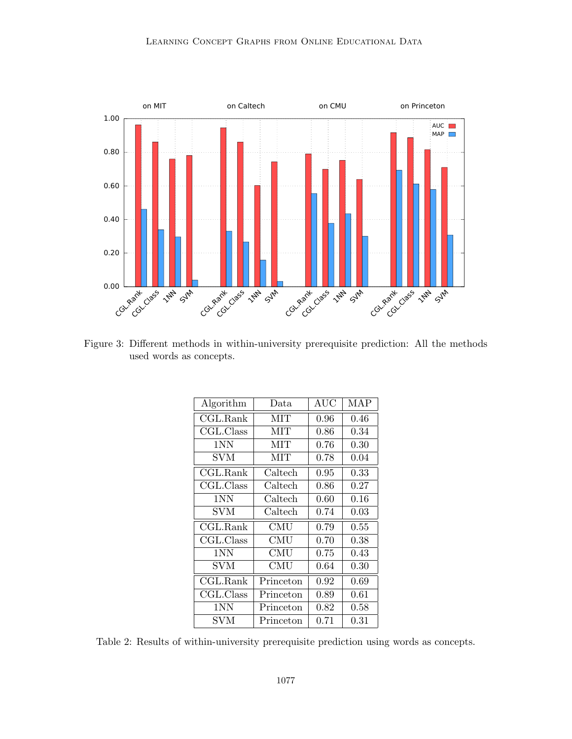Figure 3: Different methods in within-university prerequisite prediction: All the methods used words as concepts.

| Algorithm | Data | AUC | MAP |
|---|---|---|---|
| CGL.Rank | MIT | 0.96 | 0.46 |
| CGL.Class | MIT | 0.86 | 0.34 |
| 1NN | MIT | 0.76 | 0.30 |
| SVM | MIT | 0.78 | 0.04 |
| CGL.Rank | Caltech | 0.95 | 0.33 |
| CGL.Class | Caltech | 0.86 | 0.27 |
| 1NN | Caltech | 0.60 | 0.16 |
| SVM | Caltech | 0.74 | 0.03 |
| CGL.Rank | CMU | 0.79 | 0.55 |
| CGL.Class | CMU | 0.70 | 0.38 |
| 1NN | CMU | 0.75 | 0.43 |
| SVM | CMU | 0.64 | 0.30 |
| CGL.Rank | Princeton | 0.92 | 0.69 |
| CGL.Class | Princeton | 0.89 | 0.61 |
| 1NN | Princeton | 0.82 | 0.58 |
| SVM | Princeton | 0.71 | 0.31 |

Table 2: Results of within-university prerequisite prediction using words as concepts.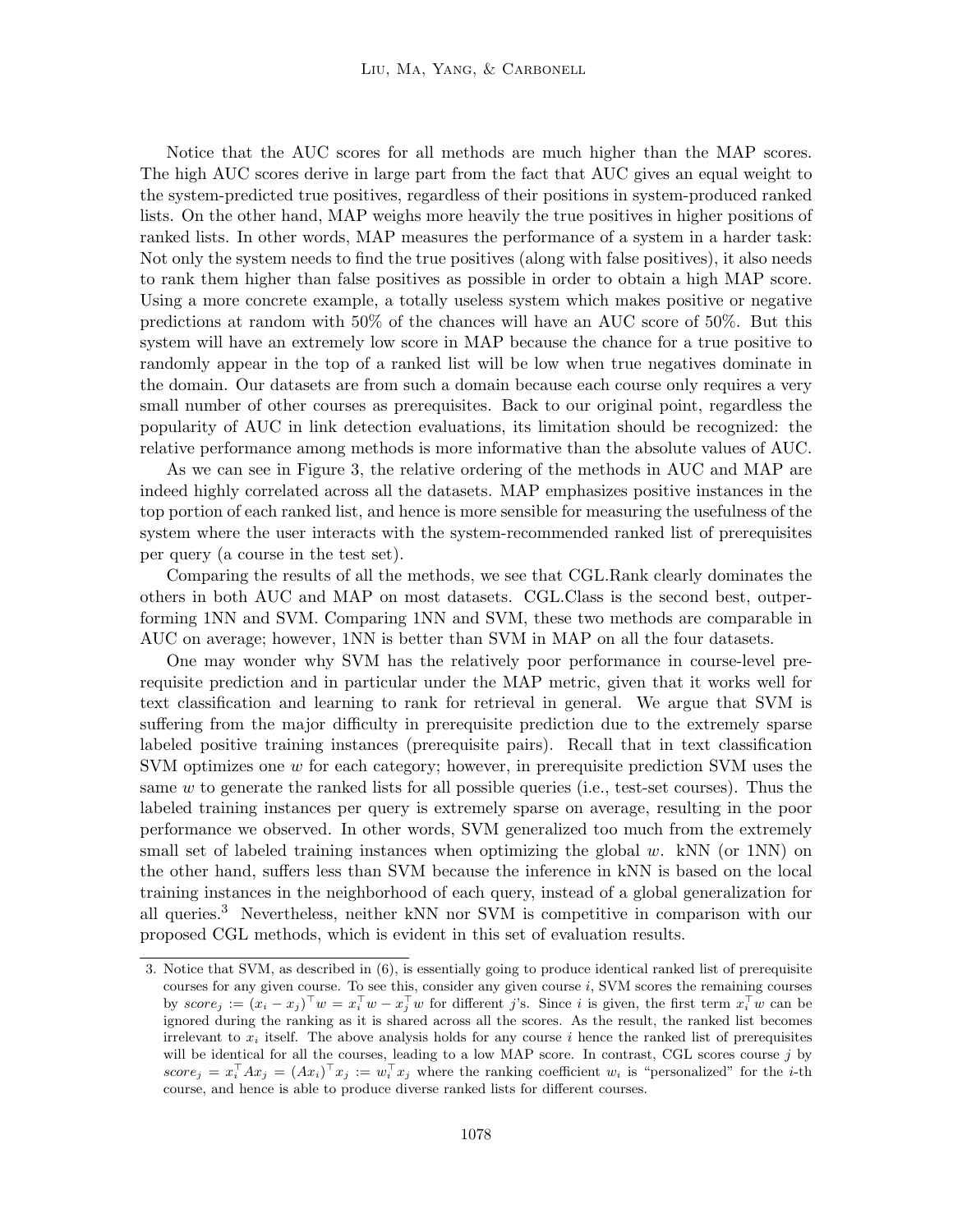Notice that the AUC scores for all methods are much higher than the MAP scores. The high AUC scores derive in large part from the fact that AUC gives an equal weight to the system-predicted true positives, regardless of their positions in system-produced ranked lists. On the other hand, MAP weighs more heavily the true positives in higher positions of ranked lists. In other words, MAP measures the performance of a system in a harder task: Not only the system needs to find the true positives (along with false positives), it also needs to rank them higher than false positives as possible in order to obtain a high MAP score. Using a more concrete example, a totally useless system which makes positive or negative predictions at random with 50% of the chances will have an AUC score of 50%. But this system will have an extremely low score in MAP because the chance for a true positive to randomly appear in the top of a ranked list will be low when true negatives dominate in the domain. Our datasets are from such a domain because each course only requires a very small number of other courses as prerequisites. Back to our original point, regardless the popularity of AUC in link detection evaluations, its limitation should be recognized: the relative performance among methods is more informative than the absolute values of AUC.

As we can see in Figure 3, the relative ordering of the methods in AUC and MAP are indeed highly correlated across all the datasets. MAP emphasizes positive instances in the top portion of each ranked list, and hence is more sensible for measuring the usefulness of the system where the user interacts with the system-recommended ranked list of prerequisites per query (a course in the test set).

Comparing the results of all the methods, we see that CGL.Rank clearly dominates the others in both AUC and MAP on most datasets. CGL.Class is the second best, outperforming 1NN and SVM. Comparing 1NN and SVM, these two methods are comparable in AUC on average; however, 1NN is better than SVM in MAP on all the four datasets.

One may wonder why SVM has the relatively poor performance in course-level prerequisite prediction and in particular under the MAP metric, given that it works well for text classification and learning to rank for retrieval in general. We argue that SVM is suffering from the major difficulty in prerequisite prediction due to the extremely sparse labeled positive training instances (prerequisite pairs). Recall that in text classification SVM optimizes one $w$ for each category; however, in prerequisite prediction SVM uses the same $w$ to generate the ranked lists for all possible queries (i.e., test-set courses). Thus the labeled training instances per query is extremely sparse on average, resulting in the poor performance we observed. In other words, SVM generalized too much from the extremely small set of labeled training instances when optimizing the global $w$. kNN (or 1NN) on the other hand, suffers less than SVM because the inference in kNN is based on the local training instances in the neighborhood of each query, instead of a global generalization for all queries.[3] Nevertheless, neither kNN nor SVM is competitive in comparison with our proposed CGL methods, which is evident in this set of evaluation results.

---

3. Notice that SVM, as described in (6), is essentially going to produce identical ranked list of prerequisite courses for any given course. To see this, consider any given course $i$, SVM scores the remaining courses by $score_j := (x_i - x_j)^\top w = x_i^\top w - x_j^\top w$ for different $j$'s. Since $i$ is given, the first term $x_i^\top w$ can be ignored during the ranking as it is shared across all the scores. As the result, the ranked list becomes irrelevant to $x_i$ itself. The above analysis holds for any course $i$ hence the ranked list of prerequisites will be identical for all the courses, leading to a low MAP score. In contrast, CGL scores course $j$ by $score_j = x_i^\top A x_j = (Ax_i)^\top x_j := w_i^\top x_j$ where the ranking coefficient $w_i$ is "personalized" for the $i$-th course, and hence is able to produce diverse ranked lists for different courses.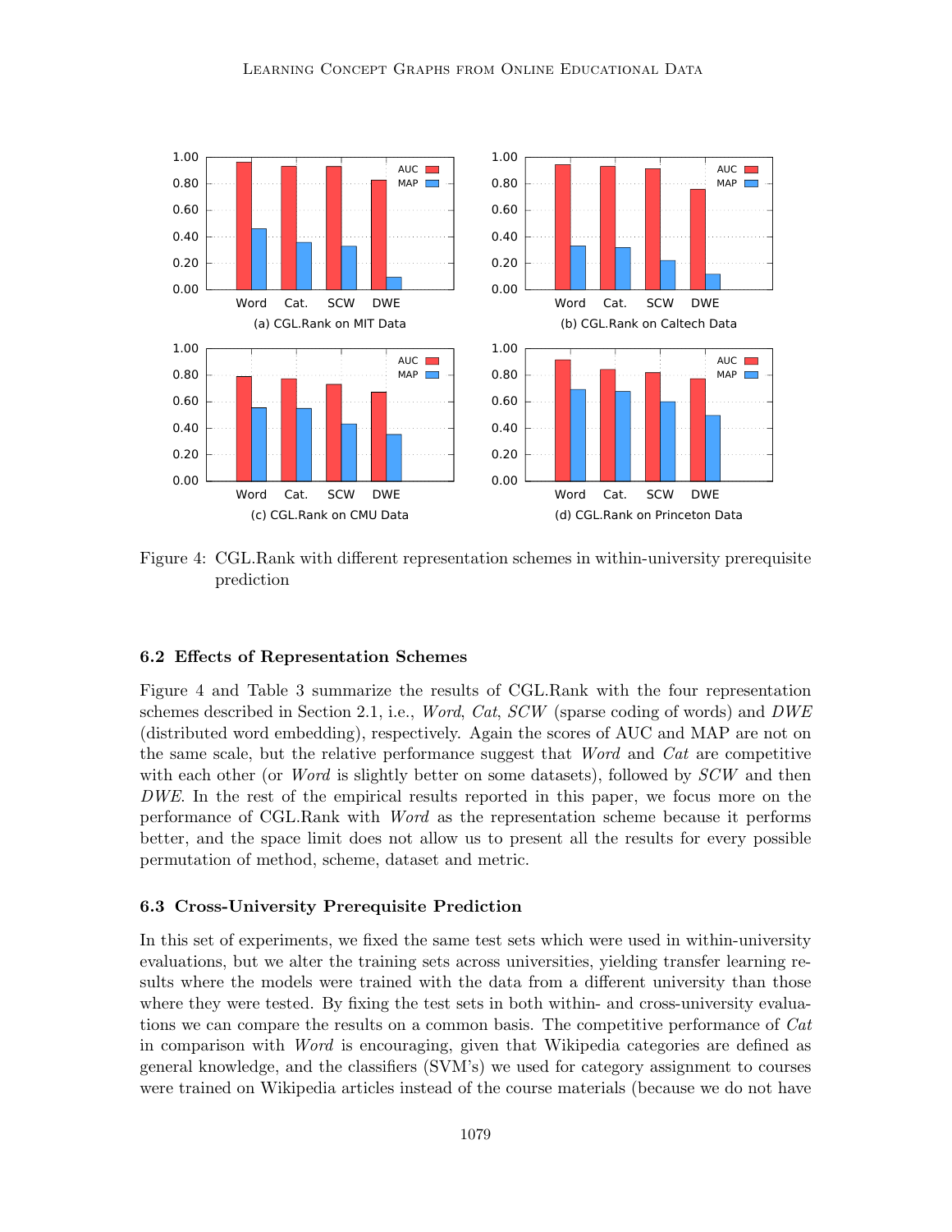Figure 4: CGL.Rank with different representation schemes in within-university prerequisite prediction

### 6.2 Effects of Representation Schemes

Figure 4 and Table 3 summarize the results of CGL.Rank with the four representation schemes described in Section 2.1, i.e., *Word*, *Cat*, *SCW* (sparse coding of words) and *DWE* (distributed word embedding), respectively. Again the scores of AUC and MAP are not on the same scale, but the relative performance suggest that *Word* and *Cat* are competitive with each other (or *Word* is slightly better on some datasets), followed by *SCW* and then *DWE*. In the rest of the empirical results reported in this paper, we focus more on the performance of CGL.Rank with *Word* as the representation scheme because it performs better, and the space limit does not allow us to present all the results for every possible permutation of method, scheme, dataset and metric.

### 6.3 Cross-University Prerequisite Prediction

In this set of experiments, we fixed the same test sets which were used in within-university evaluations, but we alter the training sets across universities, yielding transfer learning results where the models were trained with the data from a different university than those where they were tested. By fixing the test sets in both within- and cross-university evaluations we can compare the results on a common basis. The competitive performance of *Cat* in comparison with *Word* is encouraging, given that Wikipedia categories are defined as general knowledge, and the classifiers (SVM's) we used for category assignment to courses were trained on Wikipedia articles instead of the course materials (because we do not have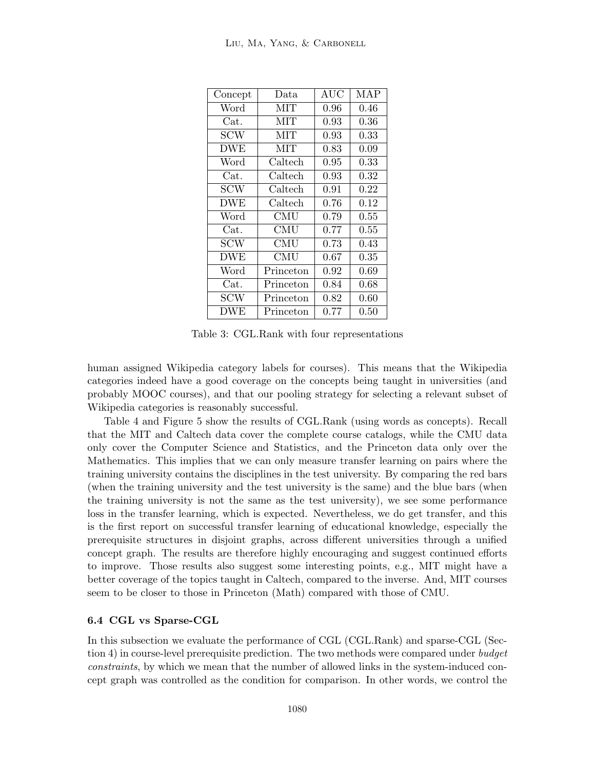| Concept | Data | AUC | MAP |
|---|---|---|---|
| Word | MIT | 0.96 | 0.46 |
| Cat. | MIT | 0.93 | 0.36 |
| SCW | MIT | 0.93 | 0.33 |
| DWE | MIT | 0.83 | 0.09 |
| Word | Caltech | 0.95 | 0.33 |
| Cat. | Caltech | 0.93 | 0.32 |
| SCW | Caltech | 0.91 | 0.22 |
| DWE | Caltech | 0.76 | 0.12 |
| Word | CMU | 0.79 | 0.55 |
| Cat. | CMU | 0.77 | 0.55 |
| SCW | CMU | 0.73 | 0.43 |
| DWE | CMU | 0.67 | 0.35 |
| Word | Princeton | 0.92 | 0.69 |
| Cat. | Princeton | 0.84 | 0.68 |
| SCW | Princeton | 0.82 | 0.60 |
| DWE | Princeton | 0.77 | 0.50 |

Table 3: CGL.Rank with four representations

human assigned Wikipedia category labels for courses). This means that the Wikipedia categories indeed have a good coverage on the concepts being taught in universities (and probably MOOC courses), and that our pooling strategy for selecting a relevant subset of Wikipedia categories is reasonably successful.

Table 4 and Figure 5 show the results of CGL.Rank (using words as concepts). Recall that the MIT and Caltech data cover the complete course catalogs, while the CMU data only cover the Computer Science and Statistics, and the Princeton data only over the Mathematics. This implies that we can only measure transfer learning on pairs where the training university contains the disciplines in the test university. By comparing the red bars (when the training university and the test university is the same) and the blue bars (when the training university is not the same as the test university), we see some performance loss in the transfer learning, which is expected. Nevertheless, we do get transfer, and this is the first report on successful transfer learning of educational knowledge, especially the prerequisite structures in disjoint graphs, across different universities through a unified concept graph. The results are therefore highly encouraging and suggest continued efforts to improve. Those results also suggest some interesting points, e.g., MIT might have a better coverage of the topics taught in Caltech, compared to the inverse. And, MIT courses seem to be closer to those in Princeton (Math) compared with those of CMU.

### 6.4 CGL vs Sparse-CGL

In this subsection we evaluate the performance of CGL (CGL.Rank) and sparse-CGL (Section 4) in course-level prerequisite prediction. The two methods were compared under *budget constraints*, by which we mean that the number of allowed links in the system-induced concept graph was controlled as the condition for comparison. In other words, we control the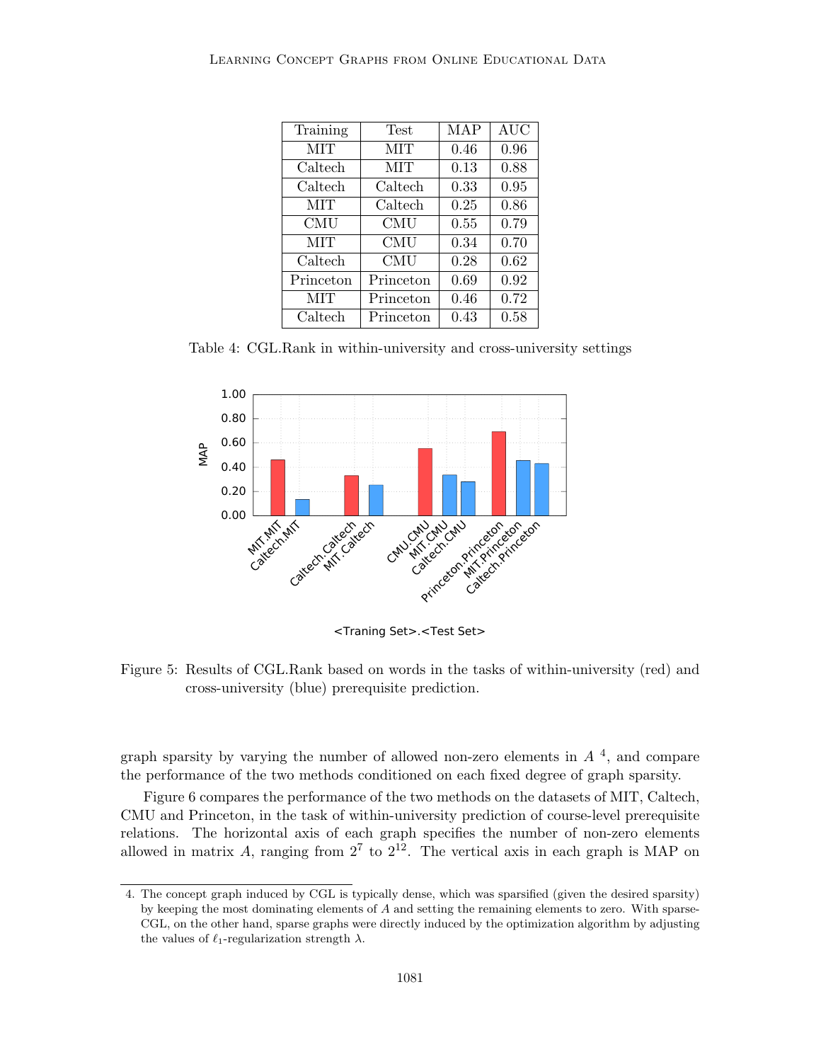| Training | Test | MAP | AUC |
|---|---|---|---|
| MIT | MIT | 0.46 | 0.96 |
| Caltech | MIT | 0.13 | 0.88 |
| Caltech | Caltech | 0.33 | 0.95 |
| MIT | Caltech | 0.25 | 0.86 |
| CMU | CMU | 0.55 | 0.79 |
| MIT | CMU | 0.34 | 0.70 |
| Caltech | CMU | 0.28 | 0.62 |
| Princeton | Princeton | 0.69 | 0.92 |
| MIT | Princeton | 0.46 | 0.72 |
| Caltech | Princeton | 0.43 | 0.58 |

Table 4: CGL.Rank in within-university and cross-university settings

Figure 5: Results of CGL.Rank based on words in the tasks of within-university (red) and cross-university (blue) prerequisite prediction.

graph sparsity by varying the number of allowed non-zero elements in $A$ [4], and compare the performance of the two methods conditioned on each fixed degree of graph sparsity.

Figure 6 compares the performance of the two methods on the datasets of MIT, Caltech, CMU and Princeton, in the task of within-university prediction of course-level prerequisite relations. The horizontal axis of each graph specifies the number of non-zero elements allowed in matrix $A$, ranging from $2^7$ to $2^{12}$. The vertical axis in each graph is MAP on

4. The concept graph induced by CGL is typically dense, which was sparsified (given the desired sparsity) by keeping the most dominating elements of $A$ and setting the remaining elements to zero. With sparse-CGL, on the other hand, sparse graphs were directly induced by the optimization algorithm by adjusting the values of $\ell_1$-regularization strength $\lambda$.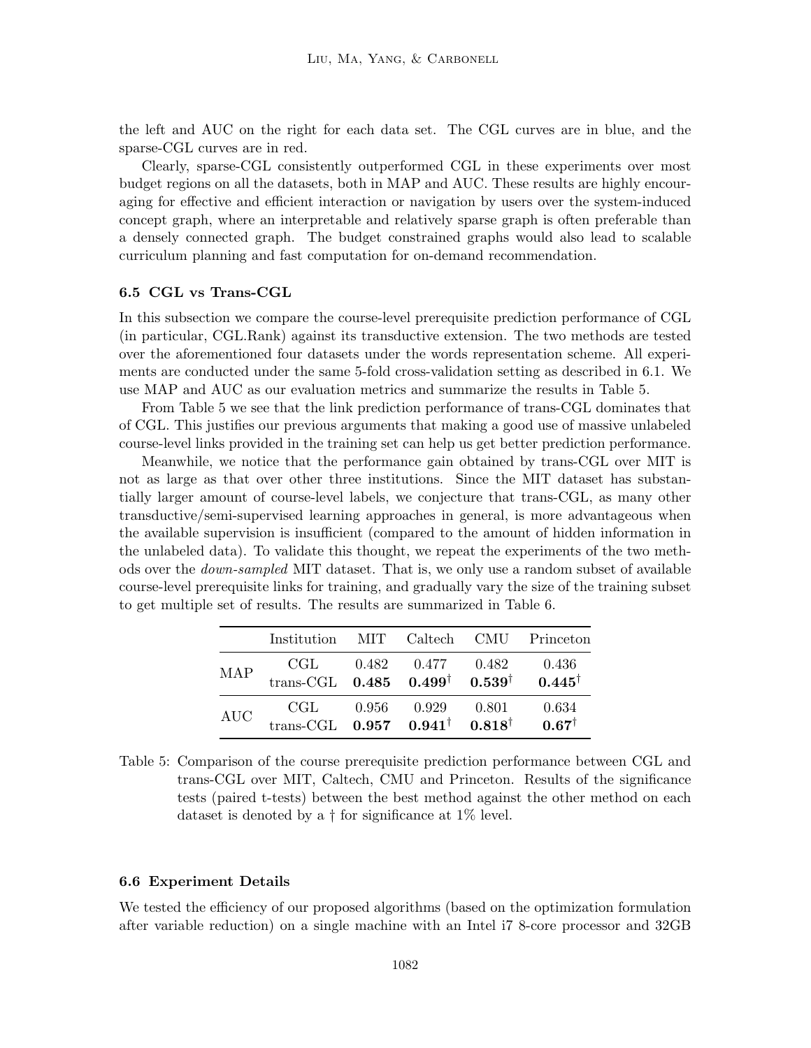the left and AUC on the right for each data set. The CGL curves are in blue, and the sparse-CGL curves are in red.

Clearly, sparse-CGL consistently outperformed CGL in these experiments over most budget regions on all the datasets, both in MAP and AUC. These results are highly encouraging for effective and efficient interaction or navigation by users over the system-induced concept graph, where an interpretable and relatively sparse graph is often preferable than a densely connected graph. The budget constrained graphs would also lead to scalable curriculum planning and fast computation for on-demand recommendation.

### 6.5 CGL vs Trans-CGL

In this subsection we compare the course-level prerequisite prediction performance of CGL (in particular, CGL.Rank) against its transductive extension. The two methods are tested over the aforementioned four datasets under the words representation scheme. All experiments are conducted under the same 5-fold cross-validation setting as described in 6.1. We use MAP and AUC as our evaluation metrics and summarize the results in Table 5.

From Table 5 we see that the link prediction performance of trans-CGL dominates that of CGL. This justifies our previous arguments that making a good use of massive unlabeled course-level links provided in the training set can help us get better prediction performance.

Meanwhile, we notice that the performance gain obtained by trans-CGL over MIT is not as large as that over other three institutions. Since the MIT dataset has substantially larger amount of course-level labels, we conjecture that trans-CGL, as many other transductive/semi-supervised learning approaches in general, is more advantageous when the available supervision is insufficient (compared to the amount of hidden information in the unlabeled data). To validate this thought, we repeat the experiments of the two methods over the *down-sampled* MIT dataset. That is, we only use a random subset of available course-level prerequisite links for training, and gradually vary the size of the training subset to get multiple set of results. The results are summarized in Table 6.

| | Institution | MIT | Caltech | CMU | Princeton |
|---|---|---|---|---|---|
| MAP | CGL | 0.482 | 0.477 | 0.482 | 0.436 |
| | trans-CGL | **0.485** | **0.499**$^\dagger$ | **0.539**$^\dagger$ | **0.445**$^\dagger$ |
| AUC | CGL | 0.956 | 0.929 | 0.801 | 0.634 |
| | trans-CGL | **0.957** | **0.941**$^\dagger$ | **0.818**$^\dagger$ | **0.67**$^\dagger$ |

Table 5: Comparison of the course prerequisite prediction performance between CGL and trans-CGL over MIT, Caltech, CMU and Princeton. Results of the significance tests (paired t-tests) between the best method against the other method on each dataset is denoted by a † for significance at 1% level.

### 6.6 Experiment Details

We tested the efficiency of our proposed algorithms (based on the optimization formulation after variable reduction) on a single machine with an Intel i7 8-core processor and 32GB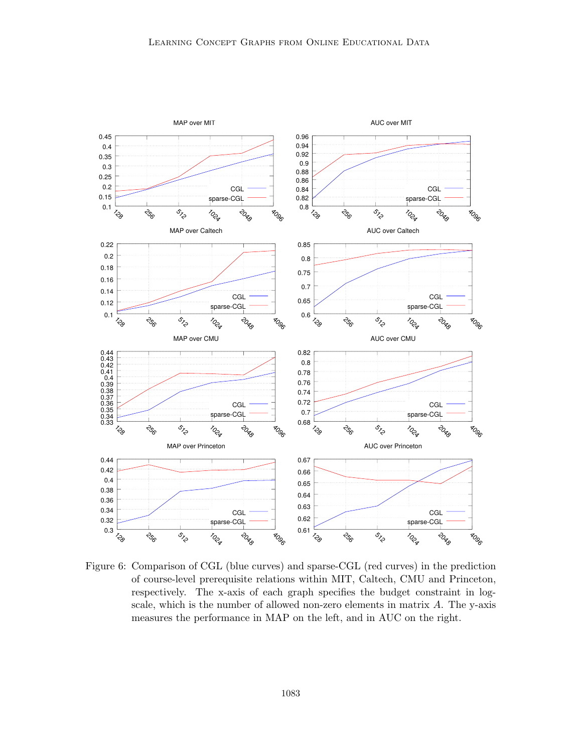Figure 6: Comparison of CGL (blue curves) and sparse-CGL (red curves) in the prediction of course-level prerequisite relations within MIT, Caltech, CMU and Princeton, respectively. The x-axis of each graph specifies the budget constraint in log-scale, which is the number of allowed non-zero elements in matrix $A$. The y-axis measures the performance in MAP on the left, and in AUC on the right.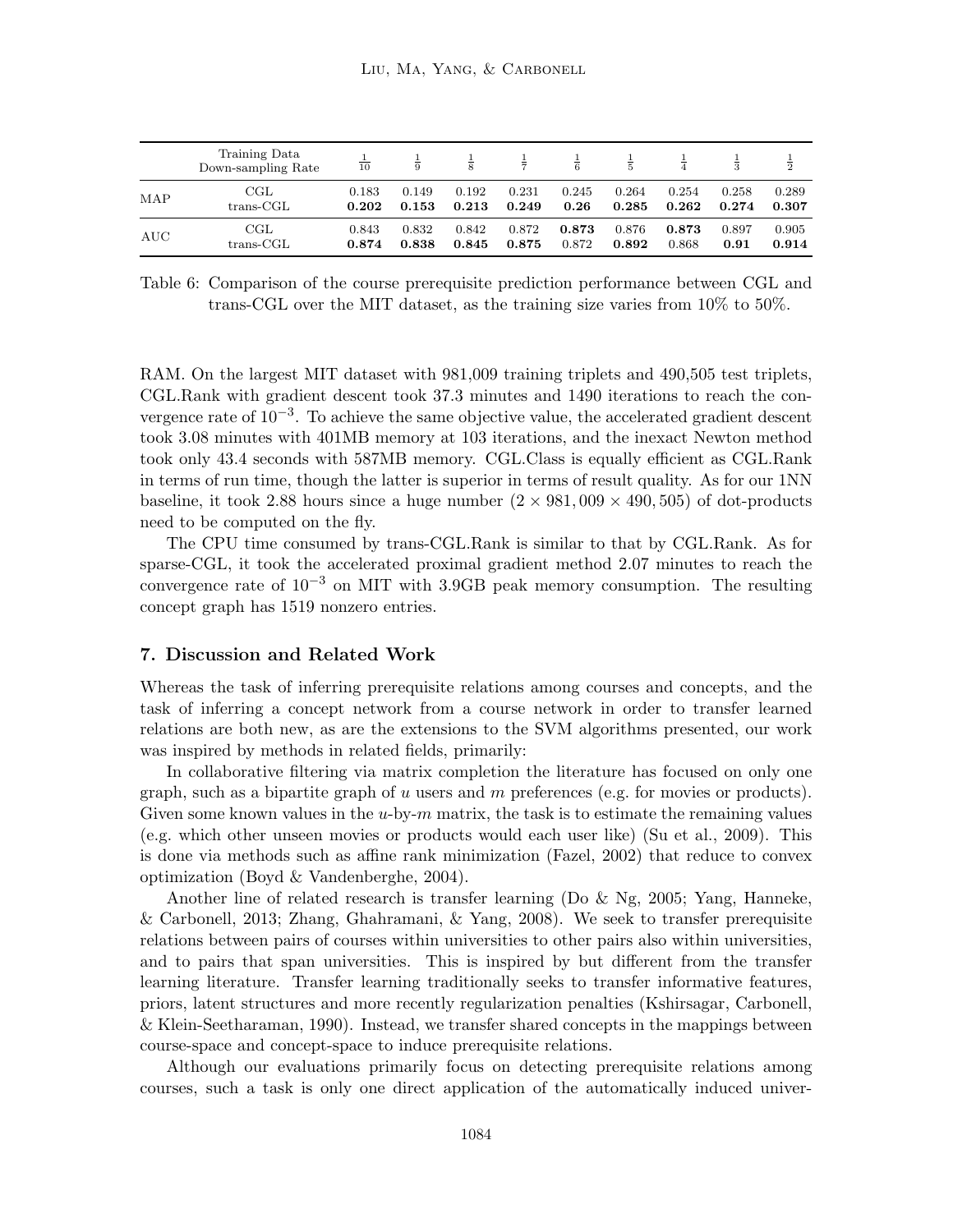| | Training Data Down-sampling Rate | $\frac{1}{10}$ | $\frac{1}{9}$ | $\frac{1}{8}$ | $\frac{1}{7}$ | $\frac{1}{6}$ | $\frac{1}{5}$ | $\frac{1}{4}$ | $\frac{1}{3}$ | $\frac{1}{2}$ |
|---|---|---|---|---|---|---|---|---|---|---|
| MAP | CGL | 0.183 | 0.149 | 0.192 | 0.231 | 0.245 | 0.264 | 0.254 | 0.258 | 0.289 |
| | trans-CGL | **0.202** | **0.153** | **0.213** | **0.249** | **0.26** | **0.285** | **0.262** | **0.274** | **0.307** |
| AUC | CGL | 0.843 | 0.832 | 0.842 | 0.872 | **0.873** | 0.876 | **0.873** | 0.897 | 0.905 |
| | trans-CGL | **0.874** | **0.838** | **0.845** | **0.875** | 0.872 | **0.892** | 0.868 | **0.91** | **0.914** |

Table 6: Comparison of the course prerequisite prediction performance between CGL and trans-CGL over the MIT dataset, as the training size varies from 10% to 50%.

RAM. On the largest MIT dataset with 981,009 training triplets and 490,505 test triplets, CGL.Rank with gradient descent took 37.3 minutes and 1490 iterations to reach the convergence rate of $10^{-3}$. To achieve the same objective value, the accelerated gradient descent took 3.08 minutes with 401MB memory at 103 iterations, and the inexact Newton method took only 43.4 seconds with 587MB memory. CGL.Class is equally efficient as CGL.Rank in terms of run time, though the latter is superior in terms of result quality. As for our 1NN baseline, it took 2.88 hours since a huge number $(2 \times 981,009 \times 490,505)$ of dot-products need to be computed on the fly.

The CPU time consumed by trans-CGL.Rank is similar to that by CGL.Rank. As for sparse-CGL, it took the accelerated proximal gradient method 2.07 minutes to reach the convergence rate of $10^{-3}$ on MIT with 3.9GB peak memory consumption. The resulting concept graph has 1519 nonzero entries.

## 7. Discussion and Related Work

Whereas the task of inferring prerequisite relations among courses and concepts, and the task of inferring a concept network from a course network in order to transfer learned relations are both new, as are the extensions to the SVM algorithms presented, our work was inspired by methods in related fields, primarily:

In collaborative filtering via matrix completion the literature has focused on only one graph, such as a bipartite graph of $u$ users and $m$ preferences (e.g. for movies or products). Given some known values in the $u$-by-$m$ matrix, the task is to estimate the remaining values (e.g. which other unseen movies or products would each user like) (Su et al., 2009). This is done via methods such as affine rank minimization (Fazel, 2002) that reduce to convex optimization (Boyd & Vandenberghe, 2004).

Another line of related research is transfer learning (Do & Ng, 2005; Yang, Hanneke, & Carbonell, 2013; Zhang, Ghahramani, & Yang, 2008). We seek to transfer prerequisite relations between pairs of courses within universities to other pairs also within universities, and to pairs that span universities. This is inspired by but different from the transfer learning literature. Transfer learning traditionally seeks to transfer informative features, priors, latent structures and more recently regularization penalties (Kshirsagar, Carbonell, & Klein-Seetharaman, 1990). Instead, we transfer shared concepts in the mappings between course-space and concept-space to induce prerequisite relations.

Although our evaluations primarily focus on detecting prerequisite relations among courses, such a task is only one direct application of the automatically induced univer-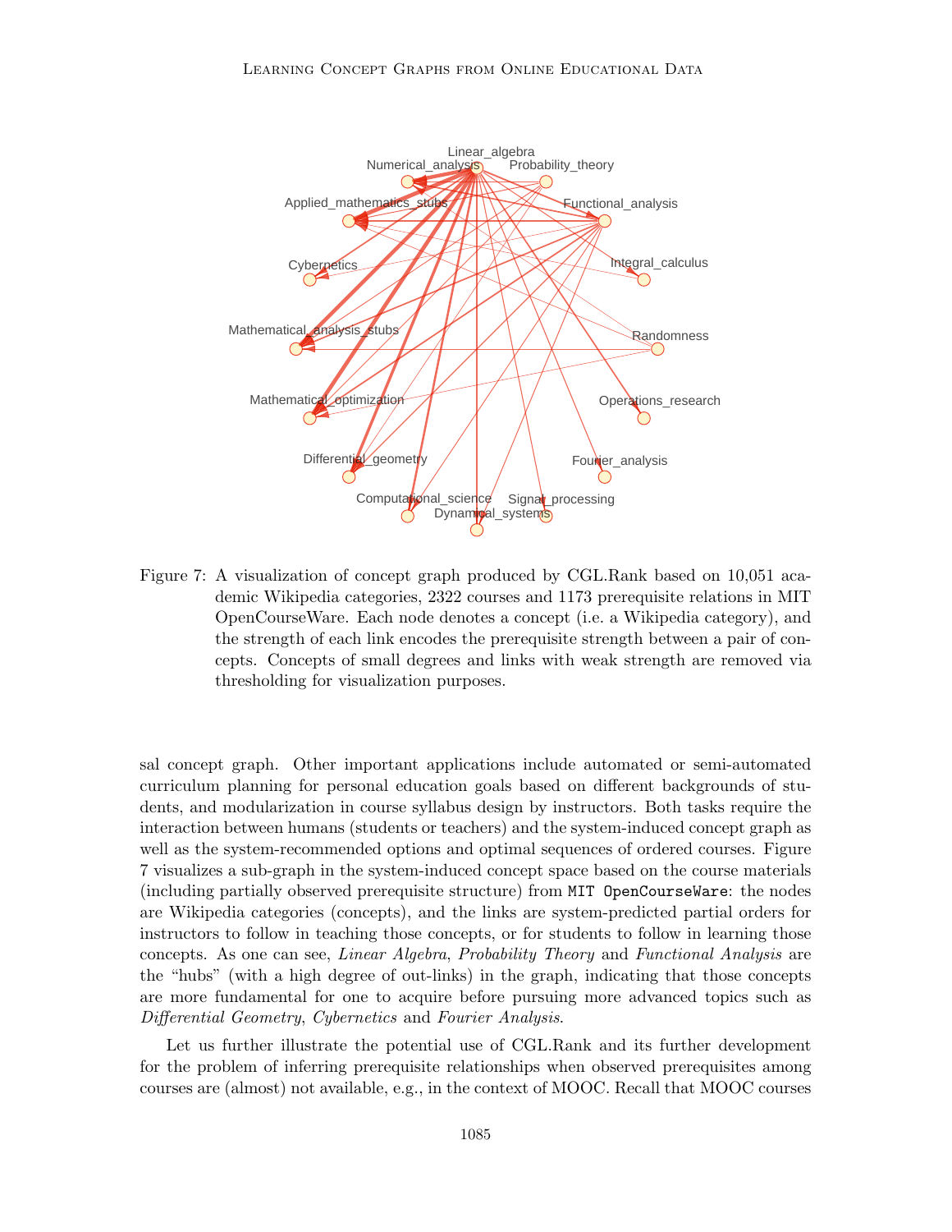Figure 7: A visualization of concept graph produced by CGL.Rank based on 10,051 academic Wikipedia categories, 2322 courses and 1173 prerequisite relations in MIT OpenCourseWare. Each node denotes a concept (i.e. a Wikipedia category), and the strength of each link encodes the prerequisite strength between a pair of concepts. Concepts of small degrees and links with weak strength are removed via thresholding for visualization purposes.

sal concept graph. Other important applications include automated or semi-automated curriculum planning for personal education goals based on different backgrounds of students, and modularization in course syllabus design by instructors. Both tasks require the interaction between humans (students or teachers) and the system-induced concept graph as well as the system-recommended options and optimal sequences of ordered courses. Figure 7 visualizes a sub-graph in the system-induced concept space based on the course materials (including partially observed prerequisite structure) from `MIT OpenCourseWare`: the nodes are Wikipedia categories (concepts), and the links are system-predicted partial orders for instructors to follow in teaching those concepts, or for students to follow in learning those concepts. As one can see, *Linear Algebra*, *Probability Theory* and *Functional Analysis* are the "hubs" (with a high degree of out-links) in the graph, indicating that those concepts are more fundamental for one to acquire before pursuing more advanced topics such as *Differential Geometry*, *Cybernetics* and *Fourier Analysis*.

Let us further illustrate the potential use of CGL.Rank and its further development for the problem of inferring prerequisite relationships when observed prerequisites among courses are (almost) not available, e.g., in the context of MOOC. Recall that MOOC courses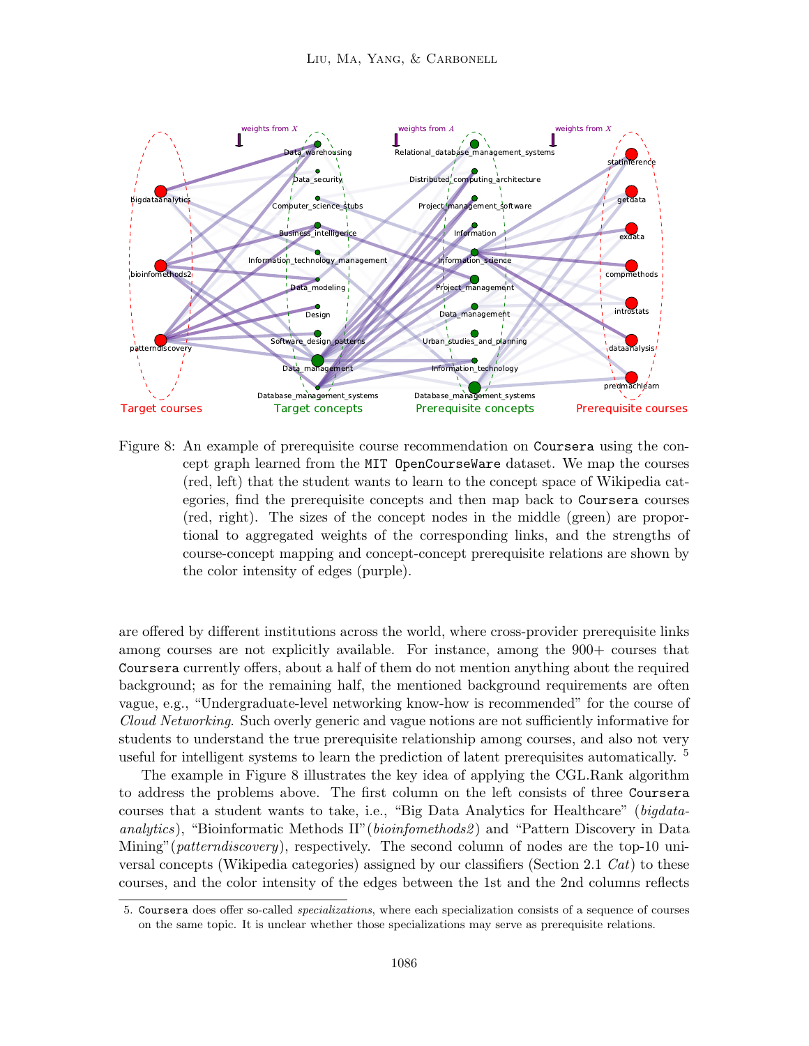Figure 8: An example of prerequisite course recommendation on Coursera using the concept graph learned from the MIT OpenCourseWare dataset. We map the courses (red, left) that the student wants to learn to the concept space of Wikipedia categories, find the prerequisite concepts and then map back to Coursera courses (red, right). The sizes of the concept nodes in the middle (green) are proportional to aggregated weights of the corresponding links, and the strengths of course-concept mapping and concept-concept prerequisite relations are shown by the color intensity of edges (purple).

are offered by different institutions across the world, where cross-provider prerequisite links among courses are not explicitly available. For instance, among the 900+ courses that Coursera currently offers, about a half of them do not mention anything about the required background; as for the remaining half, the mentioned background requirements are often vague, e.g., "Undergraduate-level networking know-how is recommended" for the course of *Cloud Networking*. Such overly generic and vague notions are not sufficiently informative for students to understand the true prerequisite relationship among courses, and also not very useful for intelligent systems to learn the prediction of latent prerequisites automatically. [5]

The example in Figure 8 illustrates the key idea of applying the CGL.Rank algorithm to address the problems above. The first column on the left consists of three Coursera courses that a student wants to take, i.e., "Big Data Analytics for Healthcare" (*bigdataanalytics*), "Bioinformatic Methods II"(*bioinfomethods2*) and "Pattern Discovery in Data Mining"(*patterndiscovery*), respectively. The second column of nodes are the top-10 universal concepts (Wikipedia categories) assigned by our classifiers (Section 2.1 *Cat*) to these courses, and the color intensity of the edges between the 1st and the 2nd columns reflects

5. Coursera does offer so-called *specializations*, where each specialization consists of a sequence of courses on the same topic. It is unclear whether those specializations may serve as prerequisite relations.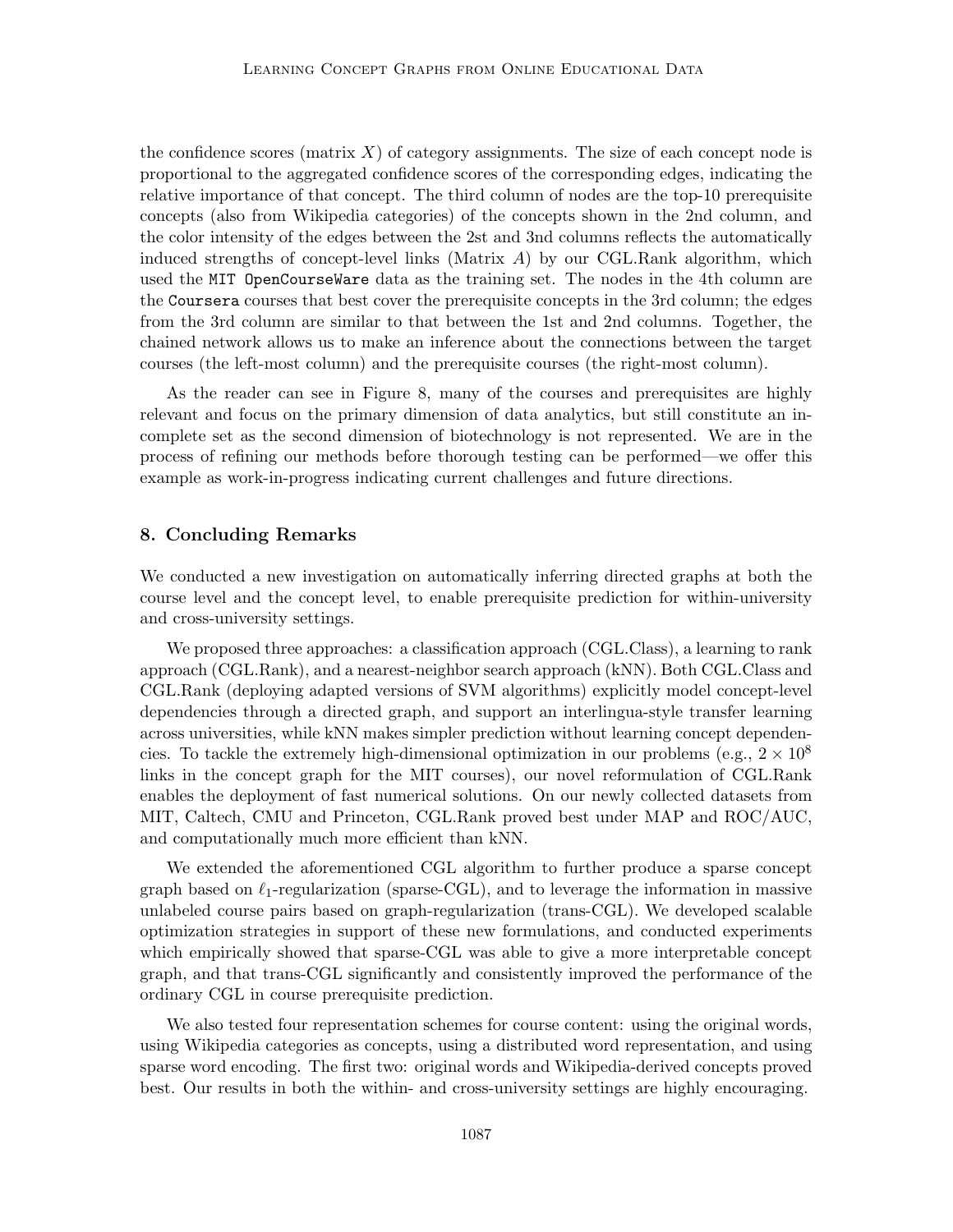the confidence scores (matrix $X$) of category assignments. The size of each concept node is proportional to the aggregated confidence scores of the corresponding edges, indicating the relative importance of that concept. The third column of nodes are the top-10 prerequisite concepts (also from Wikipedia categories) of the concepts shown in the 2nd column, and the color intensity of the edges between the 2st and 3nd columns reflects the automatically induced strengths of concept-level links (Matrix $A$) by our CGL.Rank algorithm, which used the `MIT OpenCourseWare` data as the training set. The nodes in the 4th column are the `Coursera` courses that best cover the prerequisite concepts in the 3rd column; the edges from the 3rd column are similar to that between the 1st and 2nd columns. Together, the chained network allows us to make an inference about the connections between the target courses (the left-most column) and the prerequisite courses (the right-most column).

As the reader can see in Figure 8, many of the courses and prerequisites are highly relevant and focus on the primary dimension of data analytics, but still constitute an incomplete set as the second dimension of biotechnology is not represented. We are in the process of refining our methods before thorough testing can be performed—we offer this example as work-in-progress indicating current challenges and future directions.

## 8. Concluding Remarks

We conducted a new investigation on automatically inferring directed graphs at both the course level and the concept level, to enable prerequisite prediction for within-university and cross-university settings.

We proposed three approaches: a classification approach (CGL.Class), a learning to rank approach (CGL.Rank), and a nearest-neighbor search approach (kNN). Both CGL.Class and CGL.Rank (deploying adapted versions of SVM algorithms) explicitly model concept-level dependencies through a directed graph, and support an interlingua-style transfer learning across universities, while kNN makes simpler prediction without learning concept dependencies. To tackle the extremely high-dimensional optimization in our problems (e.g., $2 \times 10^8$ links in the concept graph for the MIT courses), our novel reformulation of CGL.Rank enables the deployment of fast numerical solutions. On our newly collected datasets from MIT, Caltech, CMU and Princeton, CGL.Rank proved best under MAP and ROC/AUC, and computationally much more efficient than kNN.

We extended the aforementioned CGL algorithm to further produce a sparse concept graph based on $\ell_1$-regularization (sparse-CGL), and to leverage the information in massive unlabeled course pairs based on graph-regularization (trans-CGL). We developed scalable optimization strategies in support of these new formulations, and conducted experiments which empirically showed that sparse-CGL was able to give a more interpretable concept graph, and that trans-CGL significantly and consistently improved the performance of the ordinary CGL in course prerequisite prediction.

We also tested four representation schemes for course content: using the original words, using Wikipedia categories as concepts, using a distributed word representation, and using sparse word encoding. The first two: original words and Wikipedia-derived concepts proved best. Our results in both the within- and cross-university settings are highly encouraging.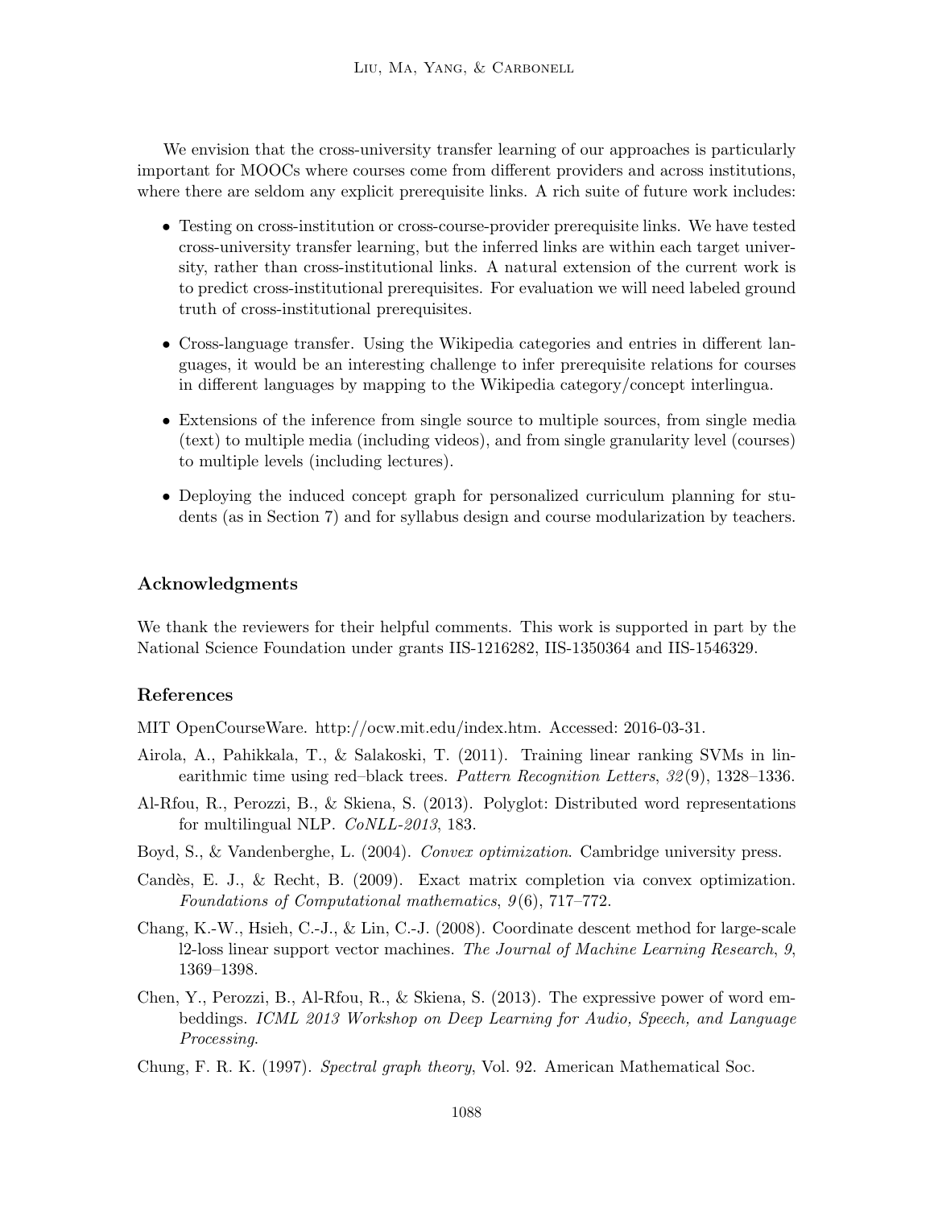We envision that the cross-university transfer learning of our approaches is particularly important for MOOCs where courses come from different providers and across institutions, where there are seldom any explicit prerequisite links. A rich suite of future work includes:

- Testing on cross-institution or cross-course-provider prerequisite links. We have tested cross-university transfer learning, but the inferred links are within each target university, rather than cross-institutional links. A natural extension of the current work is to predict cross-institutional prerequisites. For evaluation we will need labeled ground truth of cross-institutional prerequisites.
- Cross-language transfer. Using the Wikipedia categories and entries in different languages, it would be an interesting challenge to infer prerequisite relations for courses in different languages by mapping to the Wikipedia category/concept interlingua.
- Extensions of the inference from single source to multiple sources, from single media (text) to multiple media (including videos), and from single granularity level (courses) to multiple levels (including lectures).
- Deploying the induced concept graph for personalized curriculum planning for students (as in Section 7) and for syllabus design and course modularization by teachers.

## Acknowledgments

We thank the reviewers for their helpful comments. This work is supported in part by the National Science Foundation under grants IIS-1216282, IIS-1350364 and IIS-1546329.

## References

MIT OpenCourseWare. http://ocw.mit.edu/index.htm. Accessed: 2016-03-31.

Airola, A., Pahikkala, T., & Salakoski, T. (2011). Training linear ranking SVMs in linearithmic time using red–black trees. *Pattern Recognition Letters*, *32*(9), 1328–1336.

Al-Rfou, R., Perozzi, B., & Skiena, S. (2013). Polyglot: Distributed word representations for multilingual NLP. *CoNLL-2013*, 183.

Boyd, S., & Vandenberghe, L. (2004). *Convex optimization*. Cambridge university press.

Candès, E. J., & Recht, B. (2009). Exact matrix completion via convex optimization. *Foundations of Computational mathematics*, *9*(6), 717–772.

Chang, K.-W., Hsieh, C.-J., & Lin, C.-J. (2008). Coordinate descent method for large-scale l2-loss linear support vector machines. *The Journal of Machine Learning Research*, *9*, 1369–1398.

Chen, Y., Perozzi, B., Al-Rfou, R., & Skiena, S. (2013). The expressive power of word embeddings. *ICML 2013 Workshop on Deep Learning for Audio, Speech, and Language Processing*.

Chung, F. R. K. (1997). *Spectral graph theory*, Vol. 92. American Mathematical Soc.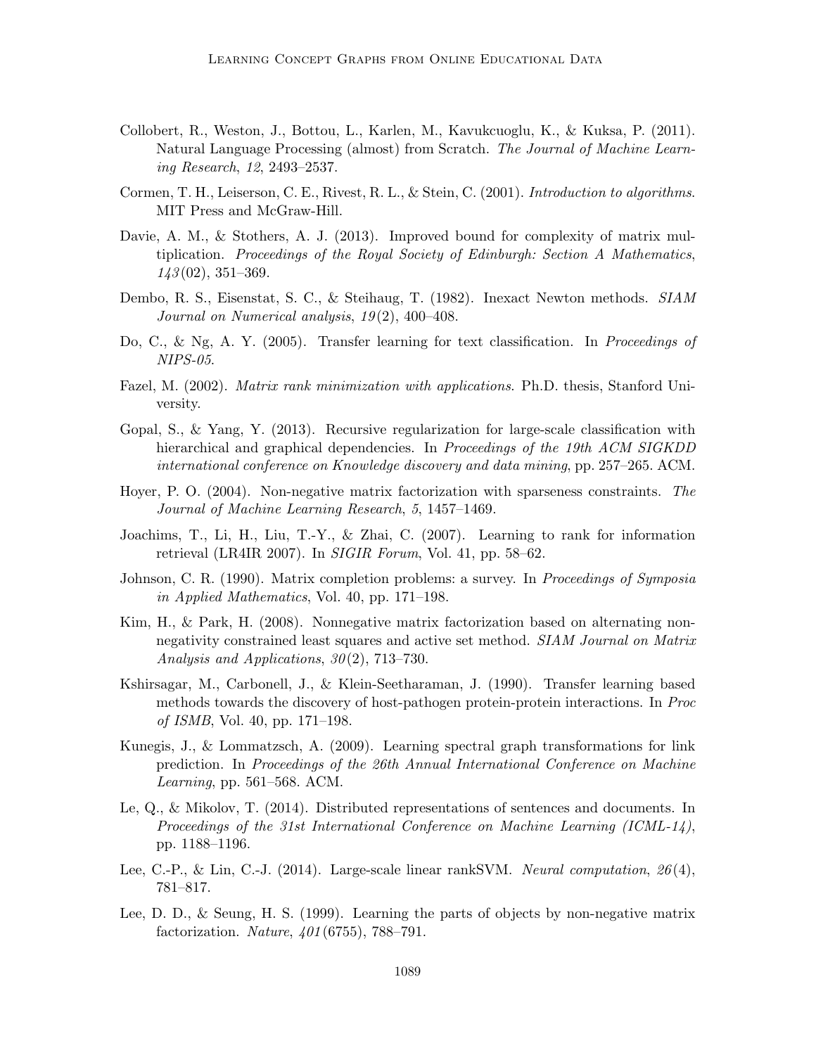Collobert, R., Weston, J., Bottou, L., Karlen, M., Kavukcuoglu, K., & Kuksa, P. (2011). Natural Language Processing (almost) from Scratch. *The Journal of Machine Learning Research*, *12*, 2493–2537.

Cormen, T. H., Leiserson, C. E., Rivest, R. L., & Stein, C. (2001). *Introduction to algorithms*. MIT Press and McGraw-Hill.

Davie, A. M., & Stothers, A. J. (2013). Improved bound for complexity of matrix multiplication. *Proceedings of the Royal Society of Edinburgh: Section A Mathematics*, *143*(02), 351–369.

Dembo, R. S., Eisenstat, S. C., & Steihaug, T. (1982). Inexact Newton methods. *SIAM Journal on Numerical analysis*, *19*(2), 400–408.

Do, C., & Ng, A. Y. (2005). Transfer learning for text classification. In *Proceedings of NIPS-05*.

Fazel, M. (2002). *Matrix rank minimization with applications*. Ph.D. thesis, Stanford University.

Gopal, S., & Yang, Y. (2013). Recursive regularization for large-scale classification with hierarchical and graphical dependencies. In *Proceedings of the 19th ACM SIGKDD international conference on Knowledge discovery and data mining*, pp. 257–265. ACM.

Hoyer, P. O. (2004). Non-negative matrix factorization with sparseness constraints. *The Journal of Machine Learning Research*, *5*, 1457–1469.

Joachims, T., Li, H., Liu, T.-Y., & Zhai, C. (2007). Learning to rank for information retrieval (LR4IR 2007). In *SIGIR Forum*, Vol. 41, pp. 58–62.

Johnson, C. R. (1990). Matrix completion problems: a survey. In *Proceedings of Symposia in Applied Mathematics*, Vol. 40, pp. 171–198.

Kim, H., & Park, H. (2008). Nonnegative matrix factorization based on alternating non-negativity constrained least squares and active set method. *SIAM Journal on Matrix Analysis and Applications*, *30*(2), 713–730.

Kshirsagar, M., Carbonell, J., & Klein-Seetharaman, J. (1990). Transfer learning based methods towards the discovery of host-pathogen protein-protein interactions. In *Proc of ISMB*, Vol. 40, pp. 171–198.

Kunegis, J., & Lommatzsch, A. (2009). Learning spectral graph transformations for link prediction. In *Proceedings of the 26th Annual International Conference on Machine Learning*, pp. 561–568. ACM.

Le, Q., & Mikolov, T. (2014). Distributed representations of sentences and documents. In *Proceedings of the 31st International Conference on Machine Learning (ICML-14)*, pp. 1188–1196.

Lee, C.-P., & Lin, C.-J. (2014). Large-scale linear rankSVM. *Neural computation*, *26*(4), 781–817.

Lee, D. D., & Seung, H. S. (1999). Learning the parts of objects by non-negative matrix factorization. *Nature*, *401*(6755), 788–791.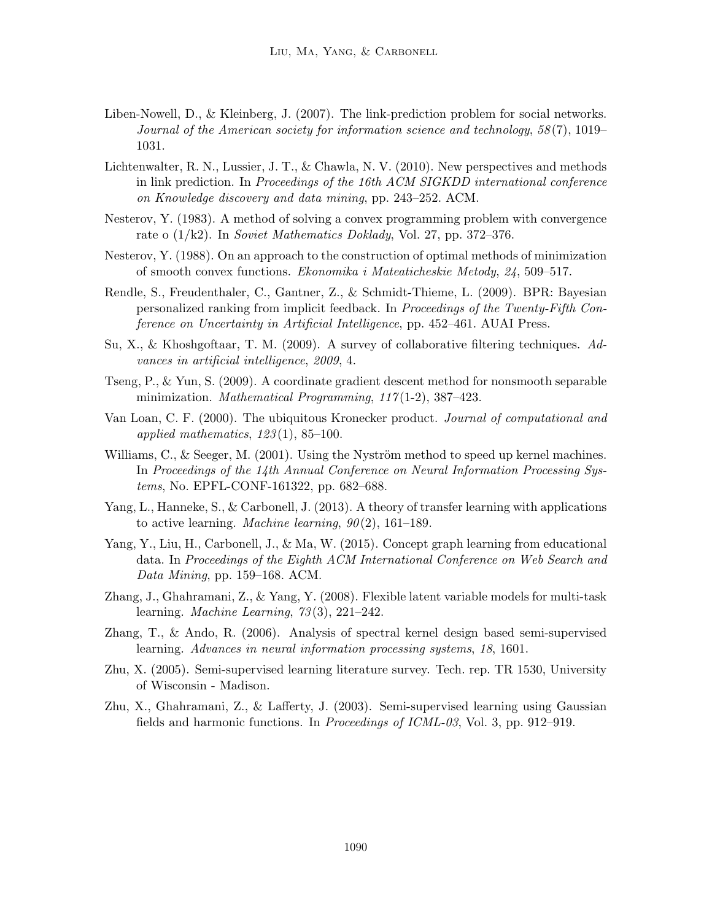Liben-Nowell, D., & Kleinberg, J. (2007). The link-prediction problem for social networks. *Journal of the American society for information science and technology*, *58*(7), 1019–1031.

Lichtenwalter, R. N., Lussier, J. T., & Chawla, N. V. (2010). New perspectives and methods in link prediction. In *Proceedings of the 16th ACM SIGKDD international conference on Knowledge discovery and data mining*, pp. 243–252. ACM.

Nesterov, Y. (1983). A method of solving a convex programming problem with convergence rate o (1/k2). In *Soviet Mathematics Doklady*, Vol. 27, pp. 372–376.

Nesterov, Y. (1988). On an approach to the construction of optimal methods of minimization of smooth convex functions. *Ekonomika i Mateaticheskie Metody*, *24*, 509–517.

Rendle, S., Freudenthaler, C., Gantner, Z., & Schmidt-Thieme, L. (2009). BPR: Bayesian personalized ranking from implicit feedback. In *Proceedings of the Twenty-Fifth Conference on Uncertainty in Artificial Intelligence*, pp. 452–461. AUAI Press.

Su, X., & Khoshgoftaar, T. M. (2009). A survey of collaborative filtering techniques. *Advances in artificial intelligence*, *2009*, 4.

Tseng, P., & Yun, S. (2009). A coordinate gradient descent method for nonsmooth separable minimization. *Mathematical Programming*, *117*(1-2), 387–423.

Van Loan, C. F. (2000). The ubiquitous Kronecker product. *Journal of computational and applied mathematics*, *123*(1), 85–100.

Williams, C., & Seeger, M. (2001). Using the Nyström method to speed up kernel machines. In *Proceedings of the 14th Annual Conference on Neural Information Processing Systems*, No. EPFL-CONF-161322, pp. 682–688.

Yang, L., Hanneke, S., & Carbonell, J. (2013). A theory of transfer learning with applications to active learning. *Machine learning*, *90*(2), 161–189.

Yang, Y., Liu, H., Carbonell, J., & Ma, W. (2015). Concept graph learning from educational data. In *Proceedings of the Eighth ACM International Conference on Web Search and Data Mining*, pp. 159–168. ACM.

Zhang, J., Ghahramani, Z., & Yang, Y. (2008). Flexible latent variable models for multi-task learning. *Machine Learning*, *73*(3), 221–242.

Zhang, T., & Ando, R. (2006). Analysis of spectral kernel design based semi-supervised learning. *Advances in neural information processing systems*, *18*, 1601.

Zhu, X. (2005). Semi-supervised learning literature survey. Tech. rep. TR 1530, University of Wisconsin - Madison.

Zhu, X., Ghahramani, Z., & Lafferty, J. (2003). Semi-supervised learning using Gaussian fields and harmonic functions. In *Proceedings of ICML-03*, Vol. 3, pp. 912–919.